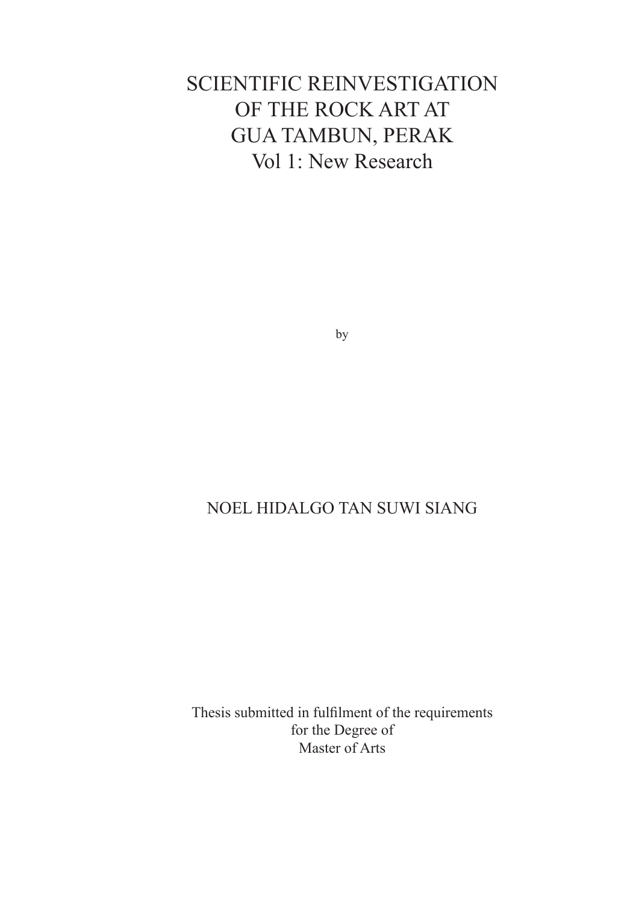# SCIENTIFIC REINVESTIGATION OF THE ROCK ART AT GUA TAMBUN, PERAK

## Vol 1: New Research

by

NOEL HIDALGO TAN SUWI SIANG

Thesis submitted in fulfilment of the requirements
for the Degree of
Master of Arts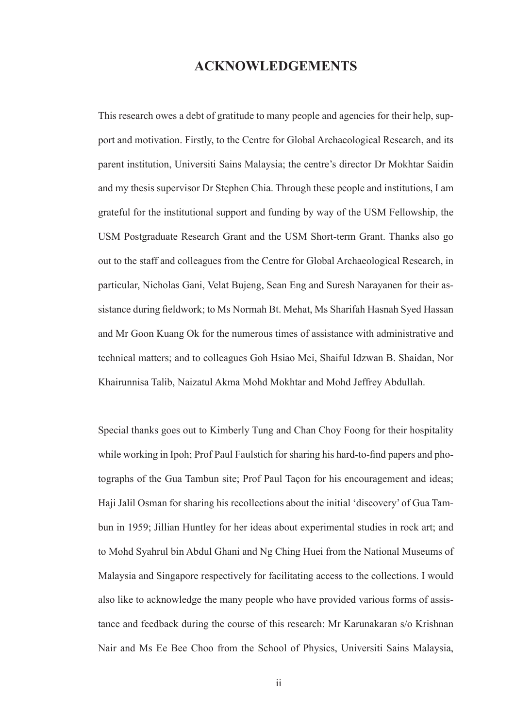# ACKNOWLEDGEMENTS

This research owes a debt of gratitude to many people and agencies for their help, support and motivation. Firstly, to the Centre for Global Archaeological Research, and its parent institution, Universiti Sains Malaysia; the centre's director Dr Mokhtar Saidin and my thesis supervisor Dr Stephen Chia. Through these people and institutions, I am grateful for the institutional support and funding by way of the USM Fellowship, the USM Postgraduate Research Grant and the USM Short-term Grant. Thanks also go out to the staff and colleagues from the Centre for Global Archaeological Research, in particular, Nicholas Gani, Velat Bujeng, Sean Eng and Suresh Narayanen for their assistance during fieldwork; to Ms Normah Bt. Mehat, Ms Sharifah Hasnah Syed Hassan and Mr Goon Kuang Ok for the numerous times of assistance with administrative and technical matters; and to colleagues Goh Hsiao Mei, Shaiful Idzwan B. Shaidan, Nor Khairunnisa Talib, Naizatul Akma Mohd Mokhtar and Mohd Jeffrey Abdullah.

Special thanks goes out to Kimberly Tung and Chan Choy Foong for their hospitality while working in Ipoh; Prof Paul Faulstich for sharing his hard-to-find papers and photographs of the Gua Tambun site; Prof Paul Taçon for his encouragement and ideas; Haji Jalil Osman for sharing his recollections about the initial 'discovery' of Gua Tambun in 1959; Jillian Huntley for her ideas about experimental studies in rock art; and to Mohd Syahrul bin Abdul Ghani and Ng Ching Huei from the National Museums of Malaysia and Singapore respectively for facilitating access to the collections. I would also like to acknowledge the many people who have provided various forms of assistance and feedback during the course of this research: Mr Karunakaran s/o Krishnan Nair and Ms Ee Bee Choo from the School of Physics, Universiti Sains Malaysia,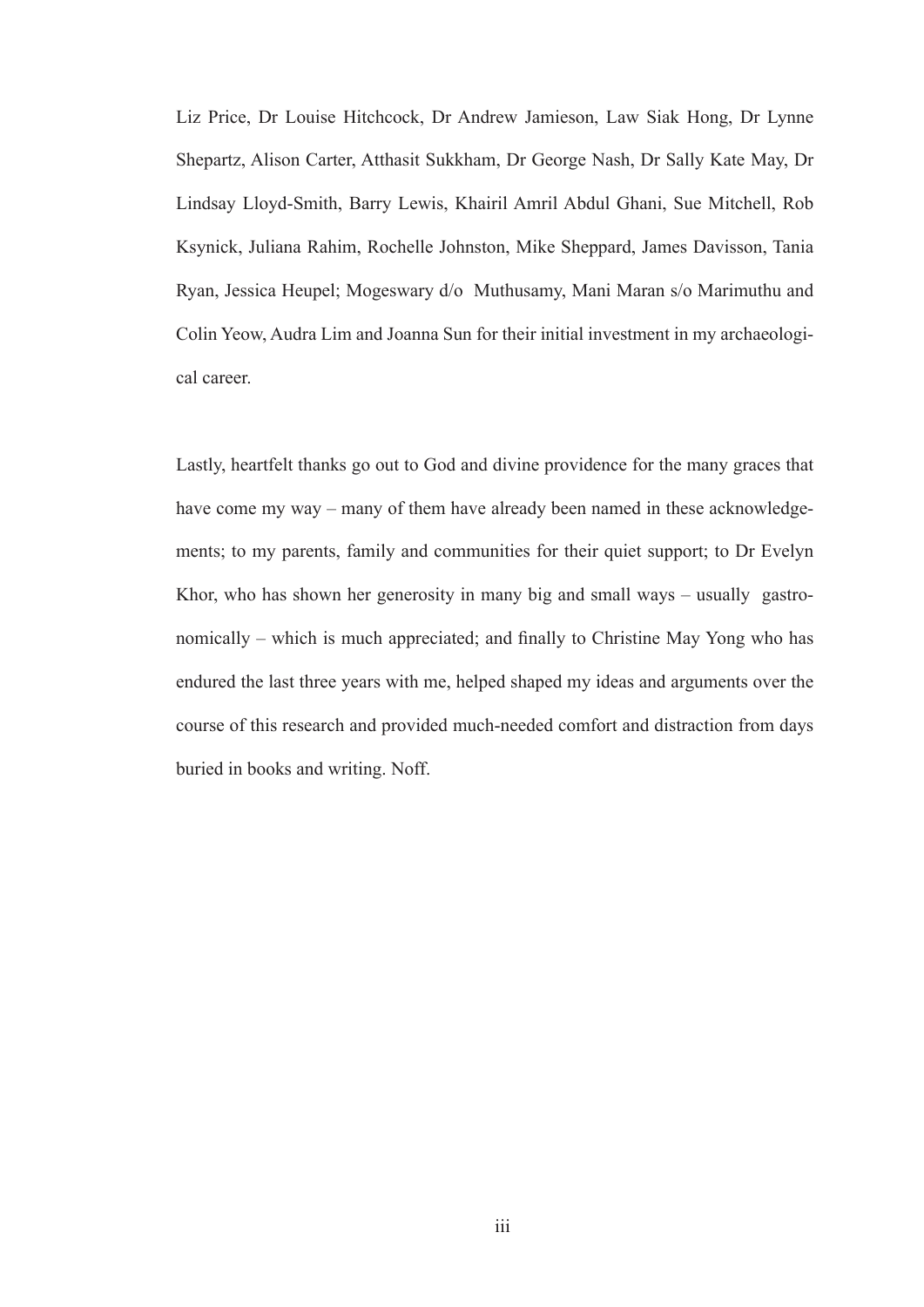Liz Price, Dr Louise Hitchcock, Dr Andrew Jamieson, Law Siak Hong, Dr Lynne Shepartz, Alison Carter, Atthasit Sukkham, Dr George Nash, Dr Sally Kate May, Dr Lindsay Lloyd-Smith, Barry Lewis, Khairil Amril Abdul Ghani, Sue Mitchell, Rob Ksynick, Juliana Rahim, Rochelle Johnston, Mike Sheppard, James Davisson, Tania Ryan, Jessica Heupel; Mogeswary d/o Muthusamy, Mani Maran s/o Marimuthu and Colin Yeow, Audra Lim and Joanna Sun for their initial investment in my archaeological career.

Lastly, heartfelt thanks go out to God and divine providence for the many graces that have come my way – many of them have already been named in these acknowledgements; to my parents, family and communities for their quiet support; to Dr Evelyn Khor, who has shown her generosity in many big and small ways – usually gastronomically – which is much appreciated; and finally to Christine May Yong who has endured the last three years with me, helped shaped my ideas and arguments over the course of this research and provided much-needed comfort and distraction from days buried in books and writing. Noff.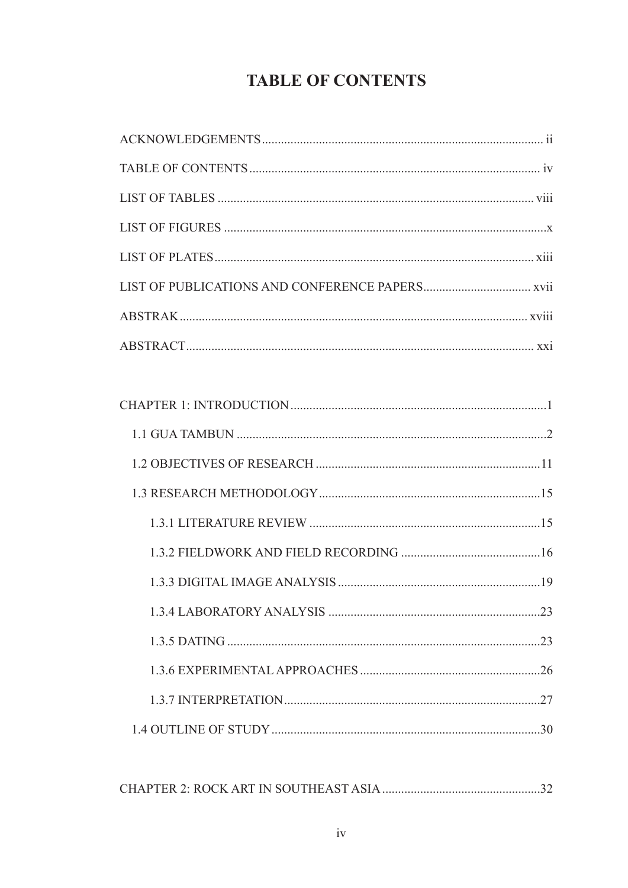# TABLE OF CONTENTS

ACKNOWLEDGEMENTS ..... ii

TABLE OF CONTENTS ..... iv

LIST OF TABLES ..... viii

LIST OF FIGURES ..... x

LIST OF PLATES ..... xiii

LIST OF PUBLICATIONS AND CONFERENCE PAPERS ..... xvii

ABSTRAK ..... xviii

ABSTRACT ..... xxi

CHAPTER 1: INTRODUCTION ..... 1

- 1.1 GUA TAMBUN ..... 2
- 1.2 OBJECTIVES OF RESEARCH ..... 11
- 1.3 RESEARCH METHODOLOGY ..... 15
  - 1.3.1 LITERATURE REVIEW ..... 15
  - 1.3.2 FIELDWORK AND FIELD RECORDING ..... 16
  - 1.3.3 DIGITAL IMAGE ANALYSIS ..... 19
  - 1.3.4 LABORATORY ANALYSIS ..... 23
  - 1.3.5 DATING ..... 23
  - 1.3.6 EXPERIMENTAL APPROACHES ..... 26
  - 1.3.7 INTERPRETATION ..... 27
- 1.4 OUTLINE OF STUDY ..... 30

CHAPTER 2: ROCK ART IN SOUTHEAST ASIA ..... 32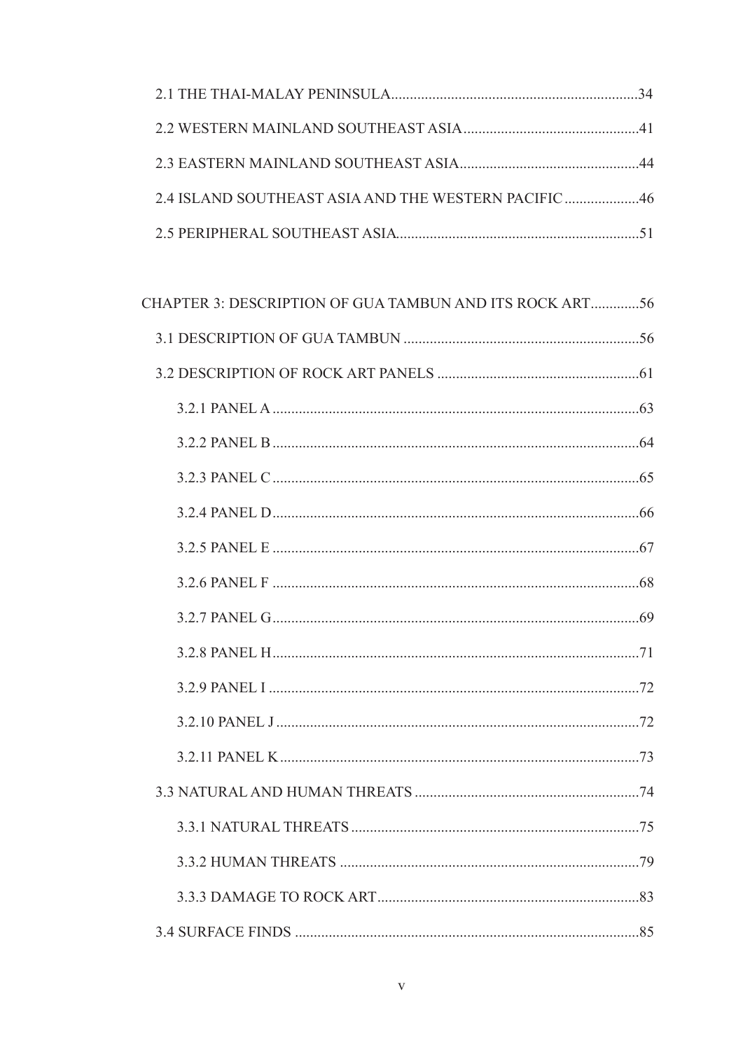2.1 THE THAI-MALAY PENINSULA....................................................................34

2.2 WESTERN MAINLAND SOUTHEAST ASIA...............................................41

2.3 EASTERN MAINLAND SOUTHEAST ASIA.................................................44

2.4 ISLAND SOUTHEAST ASIA AND THE WESTERN PACIFIC ....................46

2.5 PERIPHERAL SOUTHEAST ASIA.................................................................51

CHAPTER 3: DESCRIPTION OF GUA TAMBUN AND ITS ROCK ART.............56

3.1 DESCRIPTION OF GUA TAMBUN ...............................................................56

3.2 DESCRIPTION OF ROCK ART PANELS ......................................................61

3.2.1 PANEL A ..................................................................................................63

3.2.2 PANEL B ..................................................................................................64

3.2.3 PANEL C ..................................................................................................65

3.2.4 PANEL D..................................................................................................66

3.2.5 PANEL E ..................................................................................................67

3.2.6 PANEL F ..................................................................................................68

3.2.7 PANEL G..................................................................................................69

3.2.8 PANEL H..................................................................................................71

3.2.9 PANEL I ...................................................................................................72

3.2.10 PANEL J .................................................................................................72

3.2.11 PANEL K................................................................................................73

3.3 NATURAL AND HUMAN THREATS ............................................................74

3.3.1 NATURAL THREATS.............................................................................75

3.3.2 HUMAN THREATS ................................................................................79

3.3.3 DAMAGE TO ROCK ART......................................................................83

3.4 SURFACE FINDS ............................................................................................85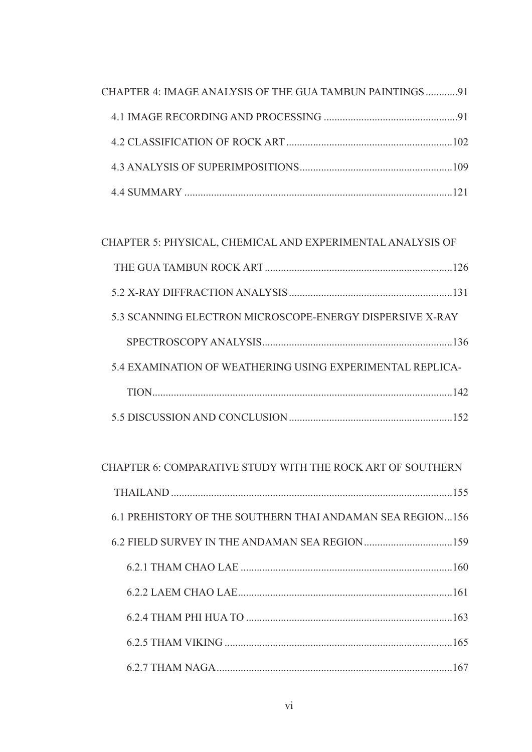CHAPTER 4: IMAGE ANALYSIS OF THE GUA TAMBUN PAINTINGS ............91

4.1 IMAGE RECORDING AND PROCESSING ..................................................91

4.2 CLASSIFICATION OF ROCK ART ..............................................................102

4.3 ANALYSIS OF SUPERIMPOSITIONS.........................................................109

4.4 SUMMARY ....................................................................................................121

CHAPTER 5: PHYSICAL, CHEMICAL AND EXPERIMENTAL ANALYSIS OF THE GUA TAMBUN ROCK ART ......................................................................126

5.2 X-RAY DIFFRACTION ANALYSIS .............................................................131

5.3 SCANNING ELECTRON MICROSCOPE-ENERGY DISPERSIVE X-RAY SPECTROSCOPY ANALYSIS.......................................................................136

5.4 EXAMINATION OF WEATHERING USING EXPERIMENTAL REPLICATION................................................................................................................142

5.5 DISCUSSION AND CONCLUSION .............................................................152

CHAPTER 6: COMPARATIVE STUDY WITH THE ROCK ART OF SOUTHERN THAILAND .........................................................................................................155

6.1 PREHISTORY OF THE SOUTHERN THAI ANDAMAN SEA REGION...156

6.2 FIELD SURVEY IN THE ANDAMAN SEA REGION .................................159

6.2.1 THAM CHAO LAE ...............................................................................160

6.2.2 LAEM CHAO LAE................................................................................161

6.2.4 THAM PHI HUA TO .............................................................................163

6.2.5 THAM VIKING .....................................................................................165

6.2.7 THAM NAGA........................................................................................167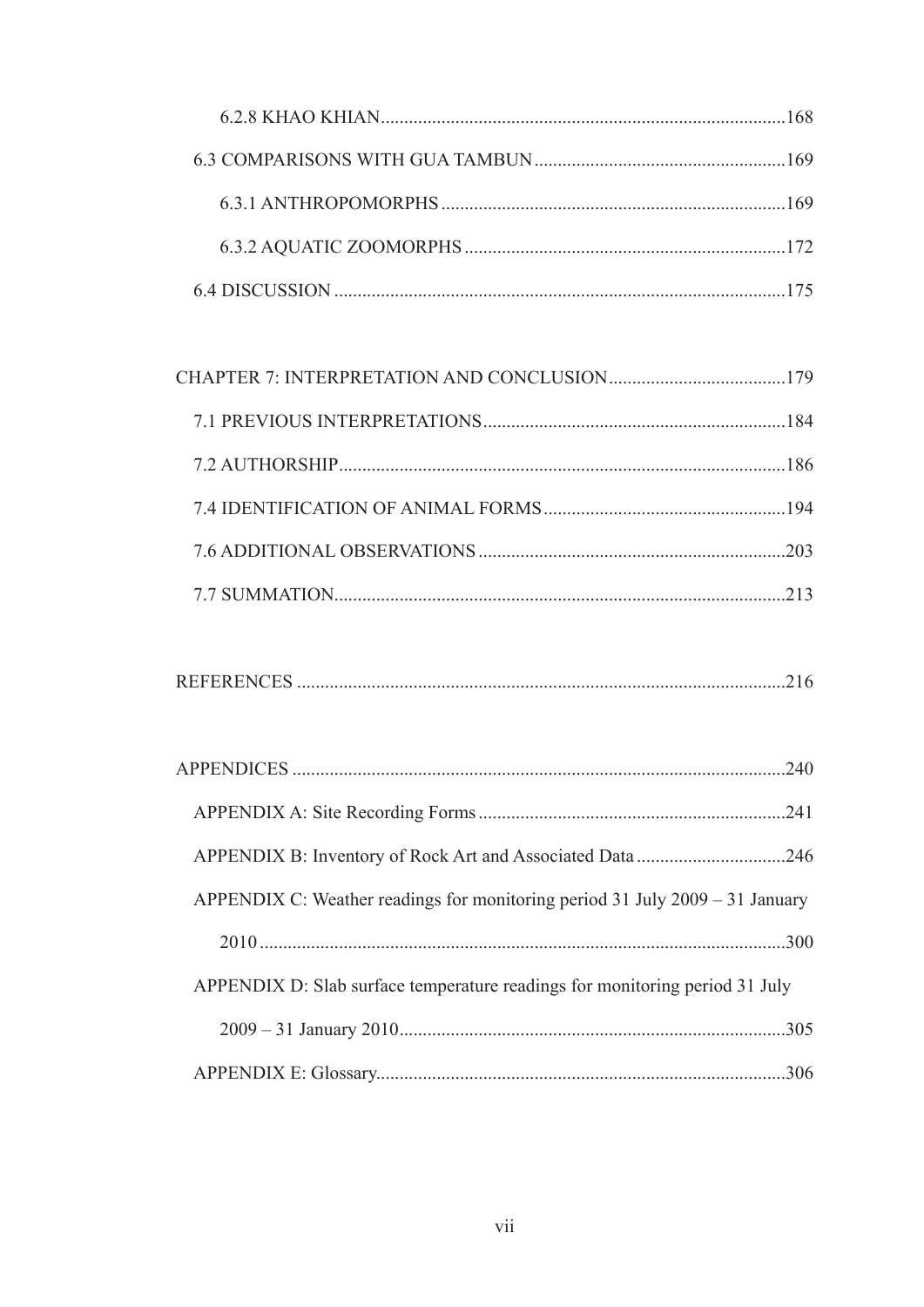6.2.8 KHAO KHIAN ........................................................................................168

6.3 COMPARISONS WITH GUA TAMBUN ......................................................169

6.3.1 ANTHROPOMORPHS ...........................................................................169

6.3.2 AQUATIC ZOOMORPHS .....................................................................172

6.4 DISCUSSION ..................................................................................................175

CHAPTER 7: INTERPRETATION AND CONCLUSION ......................................179

7.1 PREVIOUS INTERPRETATIONS ..................................................................184

7.2 AUTHORSHIP ..................................................................................................186

7.4 IDENTIFICATION OF ANIMAL FORMS .....................................................194

7.6 ADDITIONAL OBSERVATIONS ...................................................................203

7.7 SUMMATION ....................................................................................................213

REFERENCES ..........................................................................................................216

APPENDICES ...........................................................................................................240

APPENDIX A: Site Recording Forms ...................................................................241

APPENDIX B: Inventory of Rock Art and Associated Data ...............................246

APPENDIX C: Weather readings for monitoring period 31 July 2009 – 31 January 2010 .................................................................................................................300

APPENDIX D: Slab surface temperature readings for monitoring period 31 July 2009 – 31 January 2010 ....................................................................................305

APPENDIX E: Glossary ..........................................................................................306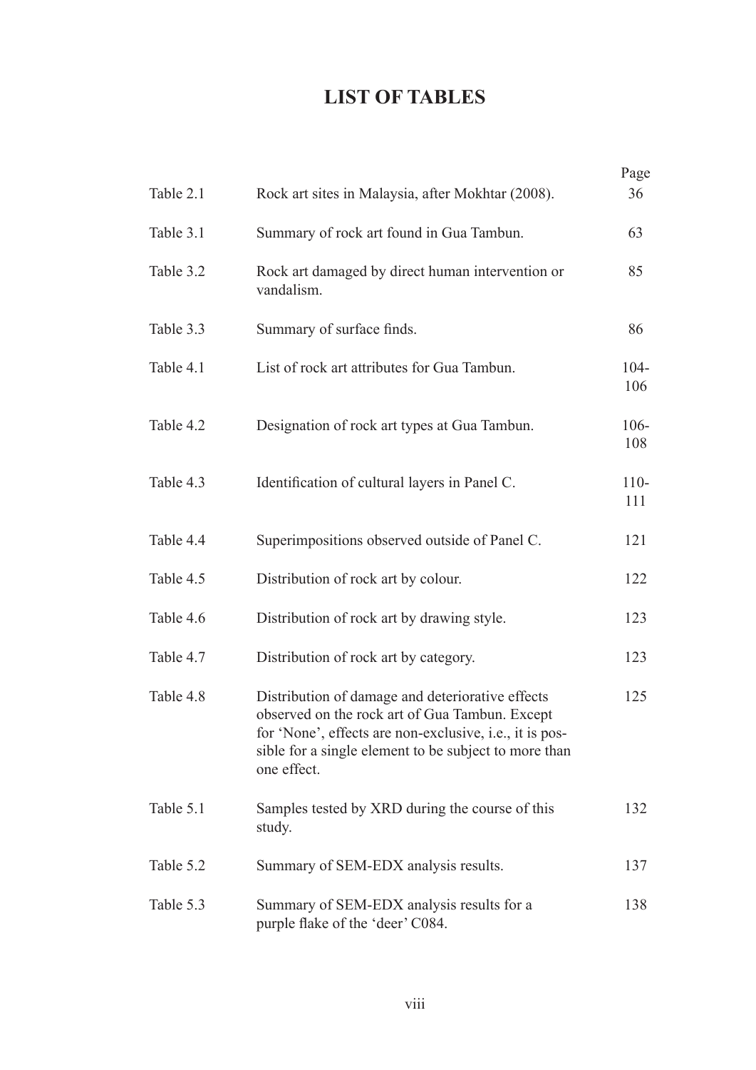# LIST OF TABLES

| | | Page |
|---|---|---|
| Table 2.1 | Rock art sites in Malaysia, after Mokhtar (2008). | 36 |
| Table 3.1 | Summary of rock art found in Gua Tambun. | 63 |
| Table 3.2 | Rock art damaged by direct human intervention or vandalism. | 85 |
| Table 3.3 | Summary of surface finds. | 86 |
| Table 4.1 | List of rock art attributes for Gua Tambun. | 104-106 |
| Table 4.2 | Designation of rock art types at Gua Tambun. | 106-108 |
| Table 4.3 | Identification of cultural layers in Panel C. | 110-111 |
| Table 4.4 | Superimpositions observed outside of Panel C. | 121 |
| Table 4.5 | Distribution of rock art by colour. | 122 |
| Table 4.6 | Distribution of rock art by drawing style. | 123 |
| Table 4.7 | Distribution of rock art by category. | 123 |
| Table 4.8 | Distribution of damage and deteriorative effects observed on the rock art of Gua Tambun. Except for 'None', effects are non-exclusive, i.e., it is possible for a single element to be subject to more than one effect. | 125 |
| Table 5.1 | Samples tested by XRD during the course of this study. | 132 |
| Table 5.2 | Summary of SEM-EDX analysis results. | 137 |
| Table 5.3 | Summary of SEM-EDX analysis results for a purple flake of the 'deer' C084. | 138 |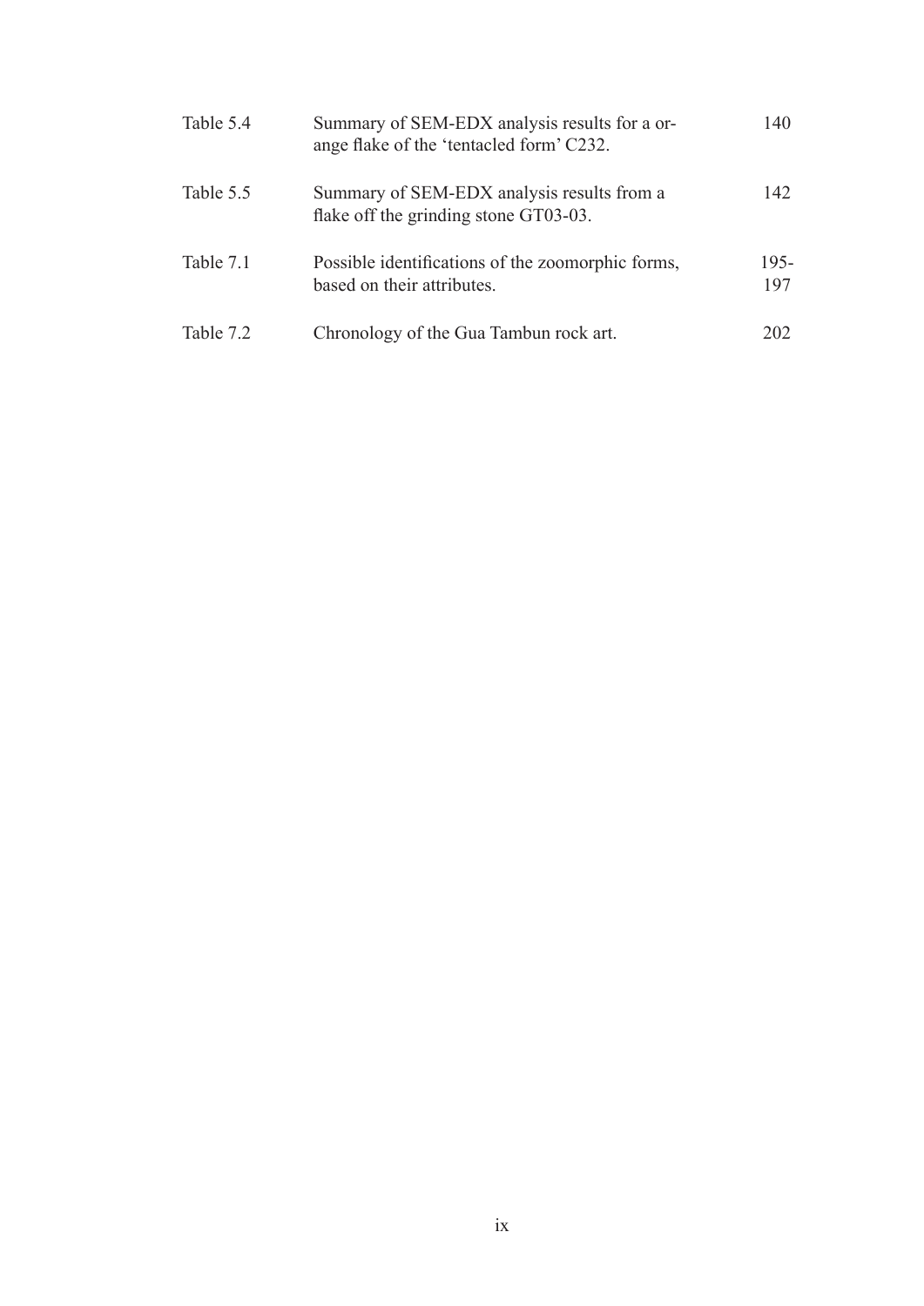| | | |
|---|---|---|
| Table 5.4 | Summary of SEM-EDX analysis results for a orange flake of the 'tentacled form' C232. | 140 |
| Table 5.5 | Summary of SEM-EDX analysis results from a flake off the grinding stone GT03-03. | 142 |
| Table 7.1 | Possible identifications of the zoomorphic forms, based on their attributes. | 195-197 |
| Table 7.2 | Chronology of the Gua Tambun rock art. | 202 |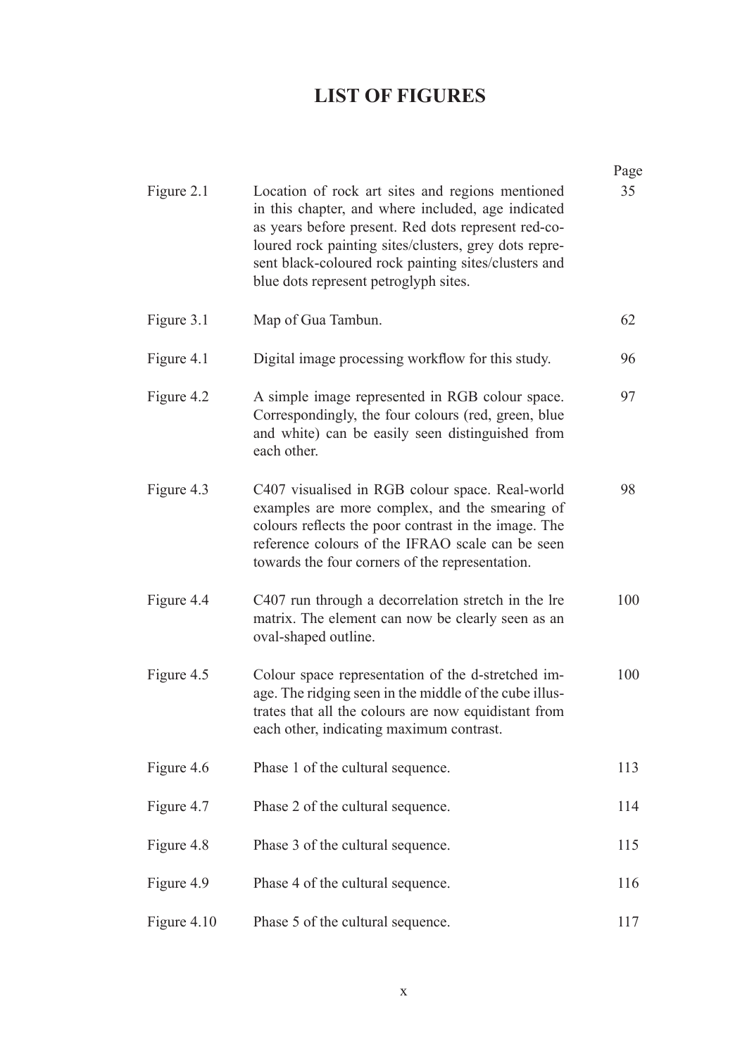# LIST OF FIGURES

| | | Page |
|---|---|---|
| Figure 2.1 | Location of rock art sites and regions mentioned in this chapter, and where included, age indicated as years before present. Red dots represent red-coloured rock painting sites/clusters, grey dots represent black-coloured rock painting sites/clusters and blue dots represent petroglyph sites. | 35 |
| Figure 3.1 | Map of Gua Tambun. | 62 |
| Figure 4.1 | Digital image processing workflow for this study. | 96 |
| Figure 4.2 | A simple image represented in RGB colour space. Correspondingly, the four colours (red, green, blue and white) can be easily seen distinguished from each other. | 97 |
| Figure 4.3 | C407 visualised in RGB colour space. Real-world examples are more complex, and the smearing of colours reflects the poor contrast in the image. The reference colours of the IFRAO scale can be seen towards the four corners of the representation. | 98 |
| Figure 4.4 | C407 run through a decorrelation stretch in the lre matrix. The element can now be clearly seen as an oval-shaped outline. | 100 |
| Figure 4.5 | Colour space representation of the d-stretched image. The ridging seen in the middle of the cube illustrates that all the colours are now equidistant from each other, indicating maximum contrast. | 100 |
| Figure 4.6 | Phase 1 of the cultural sequence. | 113 |
| Figure 4.7 | Phase 2 of the cultural sequence. | 114 |
| Figure 4.8 | Phase 3 of the cultural sequence. | 115 |
| Figure 4.9 | Phase 4 of the cultural sequence. | 116 |
| Figure 4.10 | Phase 5 of the cultural sequence. | 117 |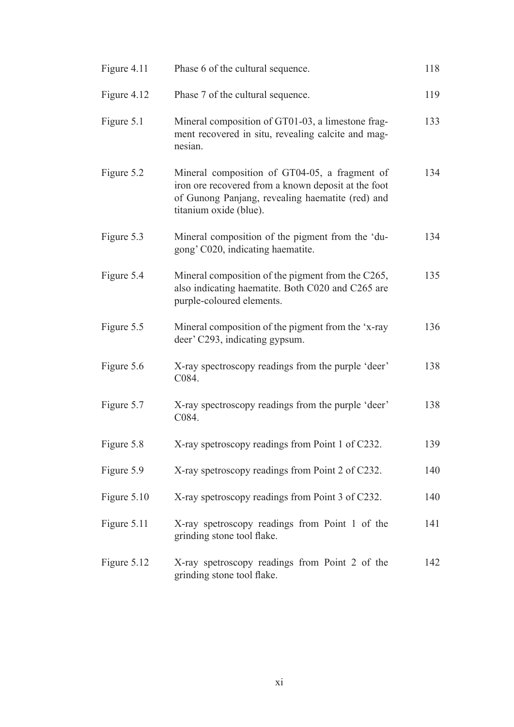| | | |
|---|---|---|
| Figure 4.11 | Phase 6 of the cultural sequence. | 118 |
| Figure 4.12 | Phase 7 of the cultural sequence. | 119 |
| Figure 5.1 | Mineral composition of GT01-03, a limestone fragment recovered in situ, revealing calcite and magnesian. | 133 |
| Figure 5.2 | Mineral composition of GT04-05, a fragment of iron ore recovered from a known deposit at the foot of Gunong Panjang, revealing haematite (red) and titanium oxide (blue). | 134 |
| Figure 5.3 | Mineral composition of the pigment from the 'dugong' C020, indicating haematite. | 134 |
| Figure 5.4 | Mineral composition of the pigment from the C265, also indicating haematite. Both C020 and C265 are purple-coloured elements. | 135 |
| Figure 5.5 | Mineral composition of the pigment from the 'x-ray deer' C293, indicating gypsum. | 136 |
| Figure 5.6 | X-ray spectroscopy readings from the purple 'deer' C084. | 138 |
| Figure 5.7 | X-ray spectroscopy readings from the purple 'deer' C084. | 138 |
| Figure 5.8 | X-ray spetroscopy readings from Point 1 of C232. | 139 |
| Figure 5.9 | X-ray spetroscopy readings from Point 2 of C232. | 140 |
| Figure 5.10 | X-ray spetroscopy readings from Point 3 of C232. | 140 |
| Figure 5.11 | X-ray spetroscopy readings from Point 1 of the grinding stone tool flake. | 141 |
| Figure 5.12 | X-ray spetroscopy readings from Point 2 of the grinding stone tool flake. | 142 |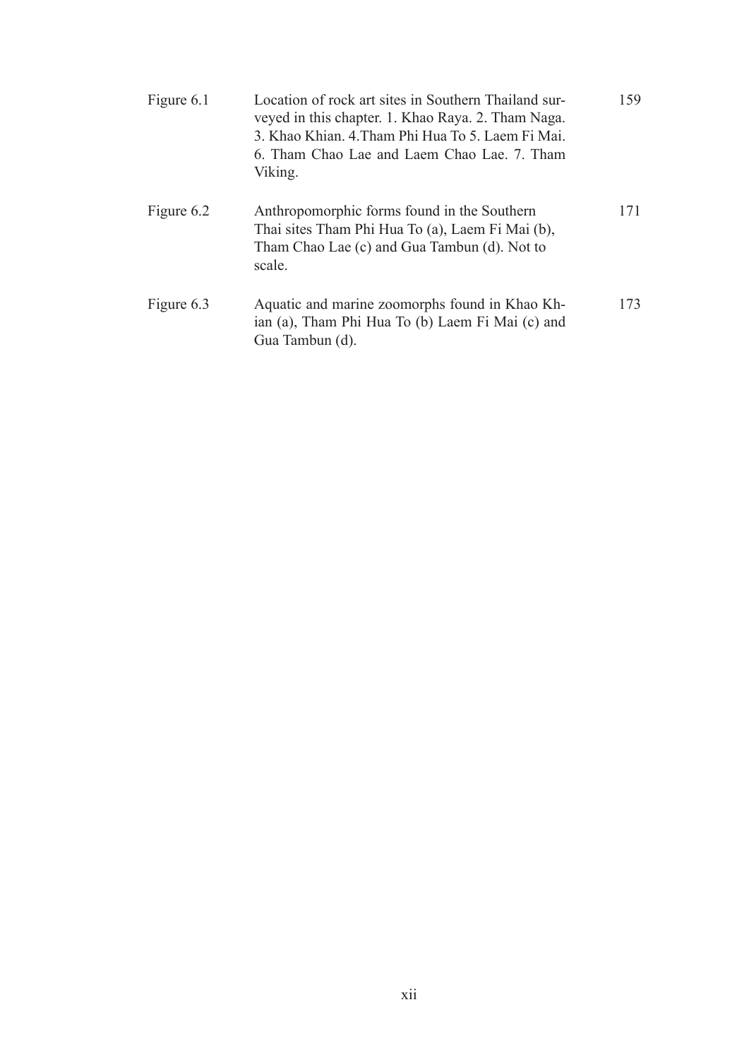| | | |
|---|---|---|
| Figure 6.1 | Location of rock art sites in Southern Thailand surveyed in this chapter. 1. Khao Raya. 2. Tham Naga. 3. Khao Khian. 4.Tham Phi Hua To 5. Laem Fi Mai. 6. Tham Chao Lae and Laem Chao Lae. 7. Tham Viking. | 159 |
| Figure 6.2 | Anthropomorphic forms found in the Southern Thai sites Tham Phi Hua To (a), Laem Fi Mai (b), Tham Chao Lae (c) and Gua Tambun (d). Not to scale. | 171 |
| Figure 6.3 | Aquatic and marine zoomorphs found in Khao Khian (a), Tham Phi Hua To (b) Laem Fi Mai (c) and Gua Tambun (d). | 173 |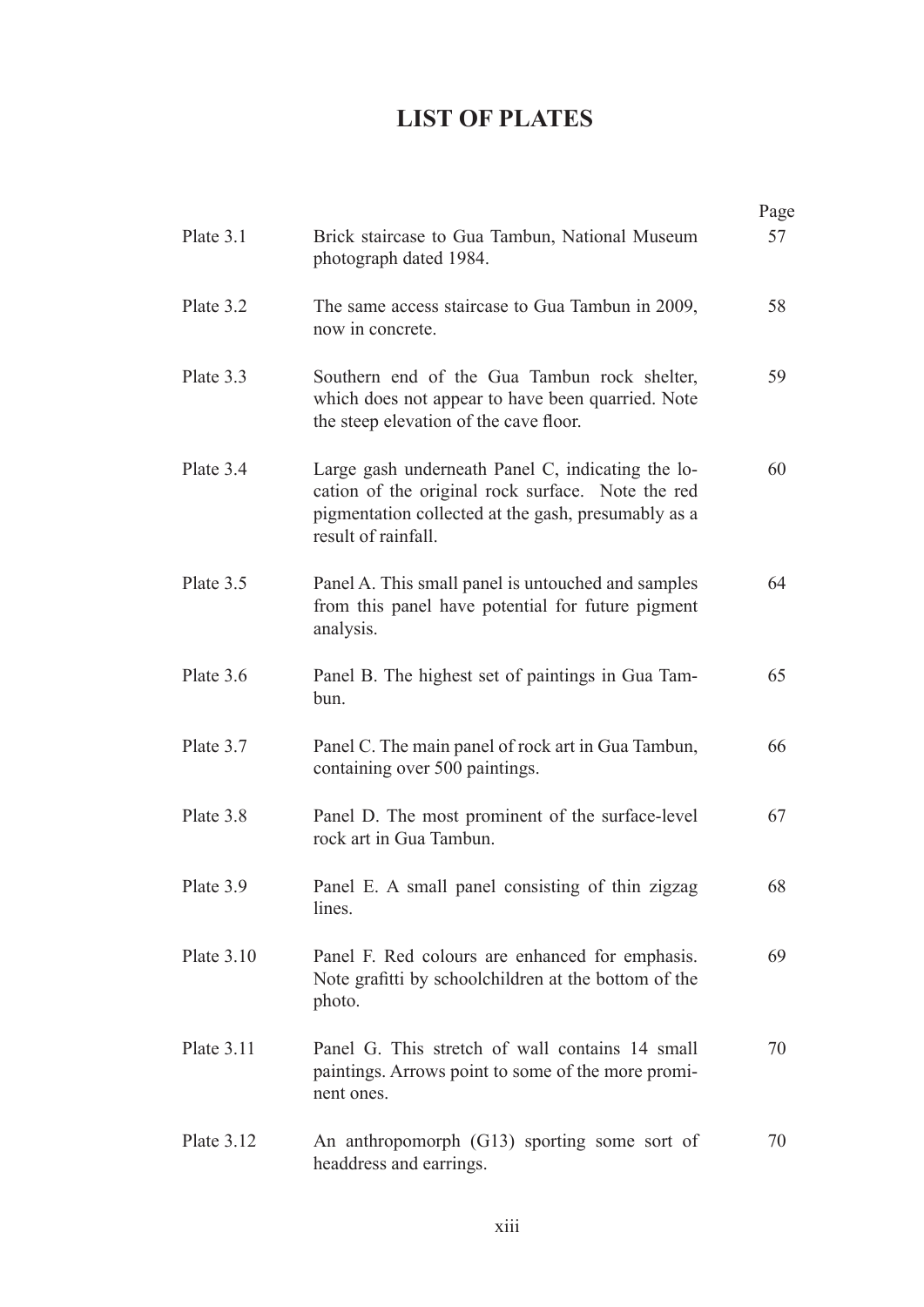# LIST OF PLATES

| | | Page |
|---|---|---|
| Plate 3.1 | Brick staircase to Gua Tambun, National Museum photograph dated 1984. | 57 |
| Plate 3.2 | The same access staircase to Gua Tambun in 2009, now in concrete. | 58 |
| Plate 3.3 | Southern end of the Gua Tambun rock shelter, which does not appear to have been quarried. Note the steep elevation of the cave floor. | 59 |
| Plate 3.4 | Large gash underneath Panel C, indicating the location of the original rock surface. Note the red pigmentation collected at the gash, presumably as a result of rainfall. | 60 |
| Plate 3.5 | Panel A. This small panel is untouched and samples from this panel have potential for future pigment analysis. | 64 |
| Plate 3.6 | Panel B. The highest set of paintings in Gua Tambun. | 65 |
| Plate 3.7 | Panel C. The main panel of rock art in Gua Tambun, containing over 500 paintings. | 66 |
| Plate 3.8 | Panel D. The most prominent of the surface-level rock art in Gua Tambun. | 67 |
| Plate 3.9 | Panel E. A small panel consisting of thin zigzag lines. | 68 |
| Plate 3.10 | Panel F. Red colours are enhanced for emphasis. Note grafitti by schoolchildren at the bottom of the photo. | 69 |
| Plate 3.11 | Panel G. This stretch of wall contains 14 small paintings. Arrows point to some of the more prominent ones. | 70 |
| Plate 3.12 | An anthropomorph (G13) sporting some sort of headdress and earrings. | 70 |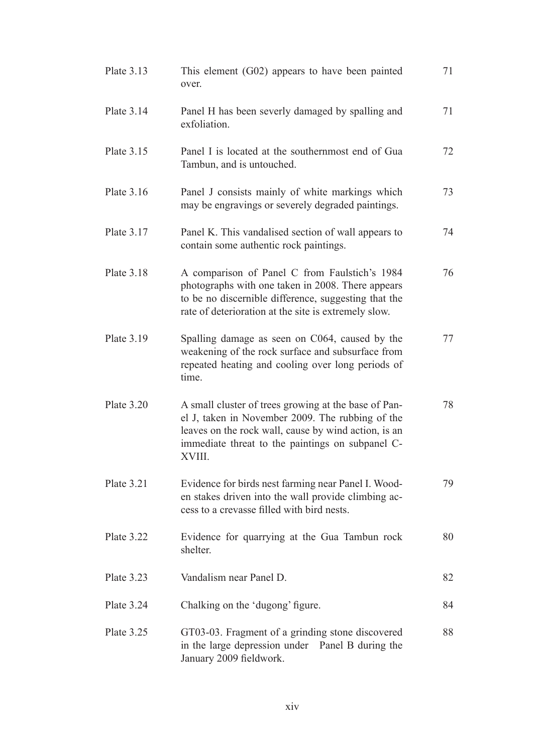| | | |
|---|---|---|
| Plate 3.13 | This element (G02) appears to have been painted over. | 71 |
| Plate 3.14 | Panel H has been severly damaged by spalling and exfoliation. | 71 |
| Plate 3.15 | Panel I is located at the southernmost end of Gua Tambun, and is untouched. | 72 |
| Plate 3.16 | Panel J consists mainly of white markings which may be engravings or severely degraded paintings. | 73 |
| Plate 3.17 | Panel K. This vandalised section of wall appears to contain some authentic rock paintings. | 74 |
| Plate 3.18 | A comparison of Panel C from Faulstich's 1984 photographs with one taken in 2008. There appears to be no discernible difference, suggesting that the rate of deterioration at the site is extremely slow. | 76 |
| Plate 3.19 | Spalling damage as seen on C064, caused by the weakening of the rock surface and subsurface from repeated heating and cooling over long periods of time. | 77 |
| Plate 3.20 | A small cluster of trees growing at the base of Panel J, taken in November 2009. The rubbing of the leaves on the rock wall, cause by wind action, is an immediate threat to the paintings on subpanel C-XVIII. | 78 |
| Plate 3.21 | Evidence for birds nest farming near Panel I. Wooden stakes driven into the wall provide climbing access to a crevasse filled with bird nests. | 79 |
| Plate 3.22 | Evidence for quarrying at the Gua Tambun rock shelter. | 80 |
| Plate 3.23 | Vandalism near Panel D. | 82 |
| Plate 3.24 | Chalking on the 'dugong' figure. | 84 |
| Plate 3.25 | GT03-03. Fragment of a grinding stone discovered in the large depression under Panel B during the January 2009 fieldwork. | 88 |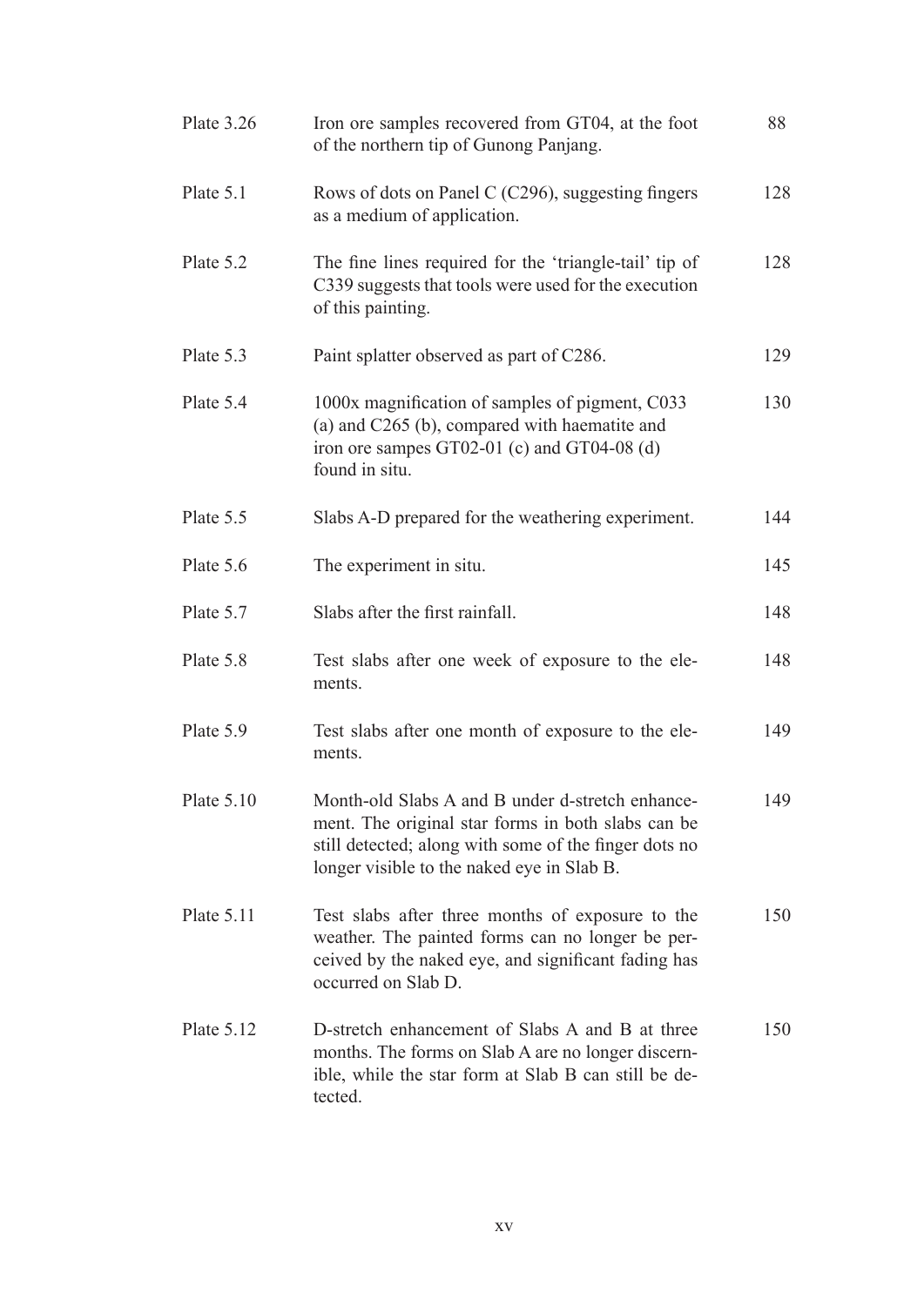| | | |
|---|---|---|
| Plate 3.26 | Iron ore samples recovered from GT04, at the foot of the northern tip of Gunong Panjang. | 88 |
| Plate 5.1 | Rows of dots on Panel C (C296), suggesting fingers as a medium of application. | 128 |
| Plate 5.2 | The fine lines required for the 'triangle-tail' tip of C339 suggests that tools were used for the execution of this painting. | 128 |
| Plate 5.3 | Paint splatter observed as part of C286. | 129 |
| Plate 5.4 | 1000x magnification of samples of pigment, C033 (a) and C265 (b), compared with haematite and iron ore sampes GT02-01 (c) and GT04-08 (d) found in situ. | 130 |
| Plate 5.5 | Slabs A-D prepared for the weathering experiment. | 144 |
| Plate 5.6 | The experiment in situ. | 145 |
| Plate 5.7 | Slabs after the first rainfall. | 148 |
| Plate 5.8 | Test slabs after one week of exposure to the elements. | 148 |
| Plate 5.9 | Test slabs after one month of exposure to the elements. | 149 |
| Plate 5.10 | Month-old Slabs A and B under d-stretch enhancement. The original star forms in both slabs can be still detected; along with some of the finger dots no longer visible to the naked eye in Slab B. | 149 |
| Plate 5.11 | Test slabs after three months of exposure to the weather. The painted forms can no longer be perceived by the naked eye, and significant fading has occurred on Slab D. | 150 |
| Plate 5.12 | D-stretch enhancement of Slabs A and B at three months. The forms on Slab A are no longer discernible, while the star form at Slab B can still be detected. | 150 |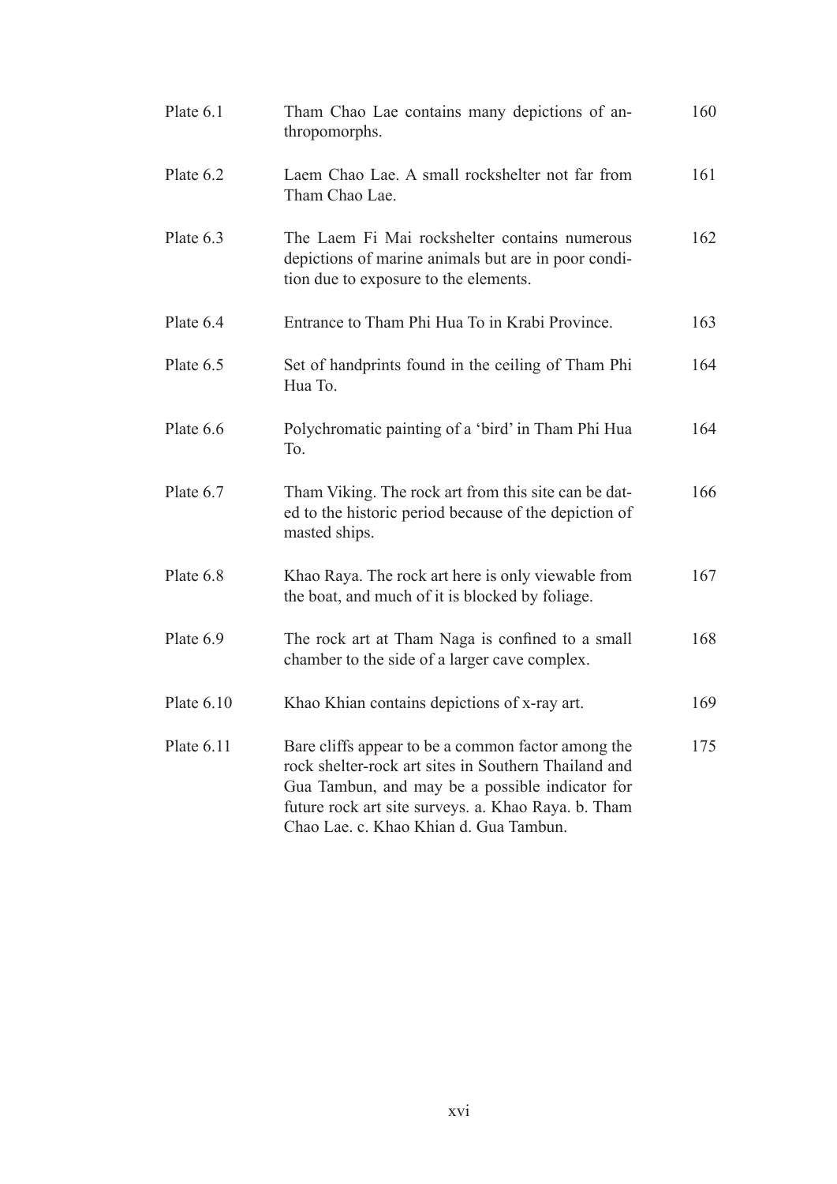| | | |
|---|---|---|
| Plate 6.1 | Tham Chao Lae contains many depictions of anthropomorphs. | 160 |
| Plate 6.2 | Laem Chao Lae. A small rockshelter not far from Tham Chao Lae. | 161 |
| Plate 6.3 | The Laem Fi Mai rockshelter contains numerous depictions of marine animals but are in poor condition due to exposure to the elements. | 162 |
| Plate 6.4 | Entrance to Tham Phi Hua To in Krabi Province. | 163 |
| Plate 6.5 | Set of handprints found in the ceiling of Tham Phi Hua To. | 164 |
| Plate 6.6 | Polychromatic painting of a 'bird' in Tham Phi Hua To. | 164 |
| Plate 6.7 | Tham Viking. The rock art from this site can be dated to the historic period because of the depiction of masted ships. | 166 |
| Plate 6.8 | Khao Raya. The rock art here is only viewable from the boat, and much of it is blocked by foliage. | 167 |
| Plate 6.9 | The rock art at Tham Naga is confined to a small chamber to the side of a larger cave complex. | 168 |
| Plate 6.10 | Khao Khian contains depictions of x-ray art. | 169 |
| Plate 6.11 | Bare cliffs appear to be a common factor among the rock shelter-rock art sites in Southern Thailand and Gua Tambun, and may be a possible indicator for future rock art site surveys. a. Khao Raya. b. Tham Chao Lae. c. Khao Khian d. Gua Tambun. | 175 |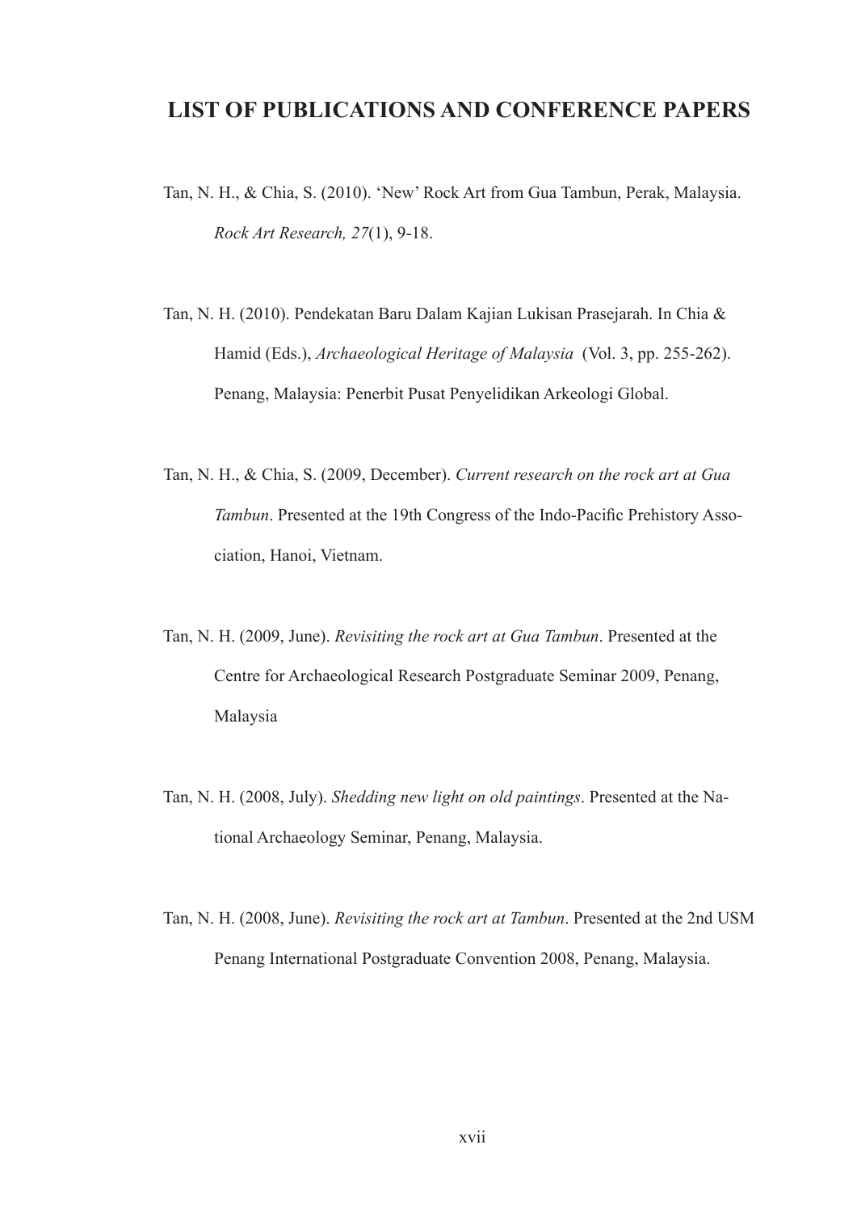# LIST OF PUBLICATIONS AND CONFERENCE PAPERS

Tan, N. H., & Chia, S. (2010). 'New' Rock Art from Gua Tambun, Perak, Malaysia. *Rock Art Research, 27*(1), 9-18.

Tan, N. H. (2010). Pendekatan Baru Dalam Kajian Lukisan Prasejarah. In Chia & Hamid (Eds.), *Archaeological Heritage of Malaysia* (Vol. 3, pp. 255-262). Penang, Malaysia: Penerbit Pusat Penyelidikan Arkeologi Global.

Tan, N. H., & Chia, S. (2009, December). *Current research on the rock art at Gua Tambun*. Presented at the 19th Congress of the Indo-Pacific Prehistory Association, Hanoi, Vietnam.

Tan, N. H. (2009, June). *Revisiting the rock art at Gua Tambun*. Presented at the Centre for Archaeological Research Postgraduate Seminar 2009, Penang, Malaysia

Tan, N. H. (2008, July). *Shedding new light on old paintings*. Presented at the National Archaeology Seminar, Penang, Malaysia.

Tan, N. H. (2008, June). *Revisiting the rock art at Tambun*. Presented at the 2nd USM Penang International Postgraduate Convention 2008, Penang, Malaysia.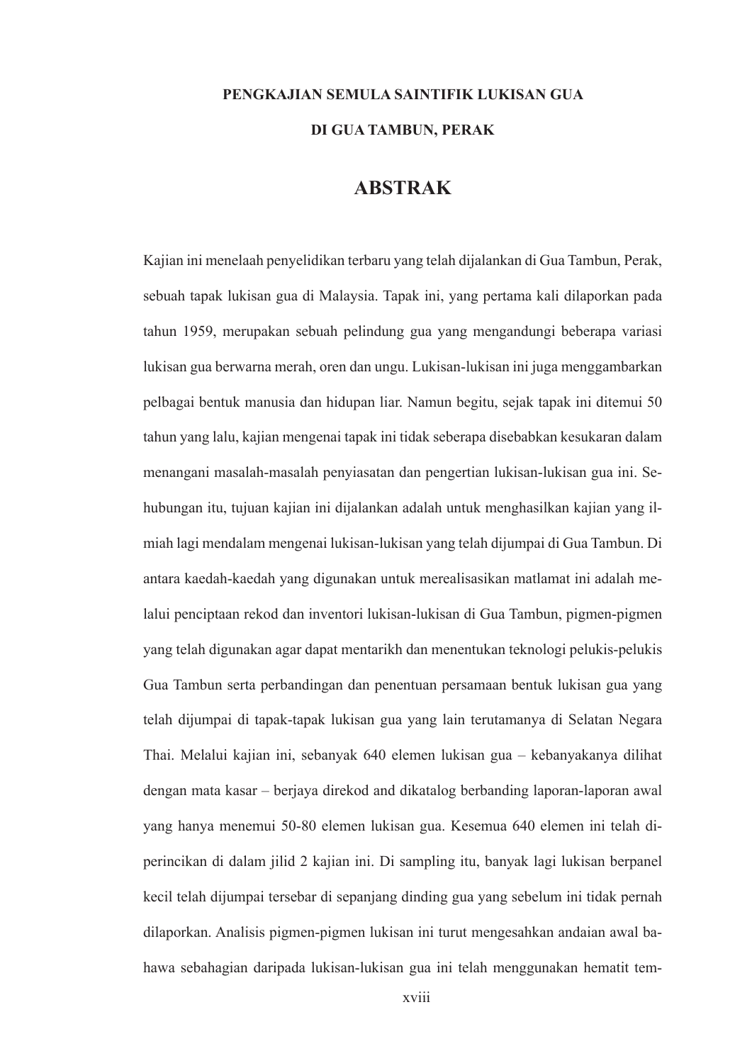**PENGKAJIAN SEMULA SAINTIFIK LUKISAN GUA**

**DI GUA TAMBUN, PERAK**

# ABSTRAK

Kajian ini menelaah penyelidikan terbaru yang telah dijalankan di Gua Tambun, Perak, sebuah tapak lukisan gua di Malaysia. Tapak ini, yang pertama kali dilaporkan pada tahun 1959, merupakan sebuah pelindung gua yang mengandungi beberapa variasi lukisan gua berwarna merah, oren dan ungu. Lukisan-lukisan ini juga menggambarkan pelbagai bentuk manusia dan hidupan liar. Namun begitu, sejak tapak ini ditemui 50 tahun yang lalu, kajian mengenai tapak ini tidak seberapa disebabkan kesukaran dalam menangani masalah-masalah penyiasatan dan pengertian lukisan-lukisan gua ini. Sehubungan itu, tujuan kajian ini dijalankan adalah untuk menghasilkan kajian yang ilmiah lagi mendalam mengenai lukisan-lukisan yang telah dijumpai di Gua Tambun. Di antara kaedah-kaedah yang digunakan untuk merealisasikan matlamat ini adalah melalui penciptaan rekod dan inventori lukisan-lukisan di Gua Tambun, pigmen-pigmen yang telah digunakan agar dapat mentarikh dan menentukan teknologi pelukis-pelukis Gua Tambun serta perbandingan dan penentuan persamaan bentuk lukisan gua yang telah dijumpai di tapak-tapak lukisan gua yang lain terutamanya di Selatan Negara Thai. Melalui kajian ini, sebanyak 640 elemen lukisan gua – kebanyakanya dilihat dengan mata kasar – berjaya direkod and dikatalog berbanding laporan-laporan awal yang hanya menemui 50-80 elemen lukisan gua. Kesemua 640 elemen ini telah diperincikan di dalam jilid 2 kajian ini. Di sampling itu, banyak lagi lukisan berpanel kecil telah dijumpai tersebar di sepanjang dinding gua yang sebelum ini tidak pernah dilaporkan. Analisis pigmen-pigmen lukisan ini turut mengesahkan andaian awal bahawa sebahagian daripada lukisan-lukisan gua ini telah menggunakan hematit tem-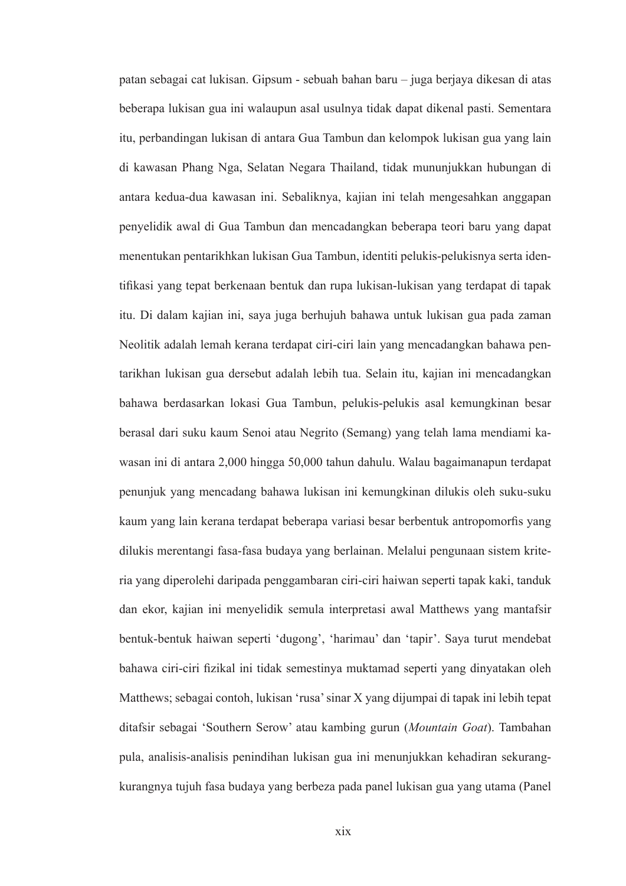patan sebagai cat lukisan. Gipsum - sebuah bahan baru – juga berjaya dikesan di atas beberapa lukisan gua ini walaupun asal usulnya tidak dapat dikenal pasti. Sementara itu, perbandingan lukisan di antara Gua Tambun dan kelompok lukisan gua yang lain di kawasan Phang Nga, Selatan Negara Thailand, tidak mununjukkan hubungan di antara kedua-dua kawasan ini. Sebaliknya, kajian ini telah mengesahkan anggapan penyelidik awal di Gua Tambun dan mencadangkan beberapa teori baru yang dapat menentukan pentarikhkan lukisan Gua Tambun, identiti pelukis-pelukisnya serta identifikasi yang tepat berkenaan bentuk dan rupa lukisan-lukisan yang terdapat di tapak itu. Di dalam kajian ini, saya juga berhujuh bahawa untuk lukisan gua pada zaman Neolitik adalah lemah kerana terdapat ciri-ciri lain yang mencadangkan bahawa pentarikhan lukisan gua dersebut adalah lebih tua. Selain itu, kajian ini mencadangkan bahawa berdasarkan lokasi Gua Tambun, pelukis-pelukis asal kemungkinan besar berasal dari suku kaum Senoi atau Negrito (Semang) yang telah lama mendiami kawasan ini di antara 2,000 hingga 50,000 tahun dahulu. Walau bagaimanapun terdapat penunjuk yang mencadang bahawa lukisan ini kemungkinan dilukis oleh suku-suku kaum yang lain kerana terdapat beberapa variasi besar berbentuk antropomorfis yang dilukis merentangi fasa-fasa budaya yang berlainan. Melalui pengunaan sistem kriteria yang diperolehi daripada penggambaran ciri-ciri haiwan seperti tapak kaki, tanduk dan ekor, kajian ini menyelidik semula interpretasi awal Matthews yang mantafsir bentuk-bentuk haiwan seperti 'dugong', 'harimau' dan 'tapir'. Saya turut mendebat bahawa ciri-ciri fizikal ini tidak semestinya muktamad seperti yang dinyatakan oleh Matthews; sebagai contoh, lukisan 'rusa' sinar X yang dijumpai di tapak ini lebih tepat ditafsir sebagai 'Southern Serow' atau kambing gurun (*Mountain Goat*). Tambahan pula, analisis-analisis penindihan lukisan gua ini menunjukkan kehadiran sekurang-kurangnya tujuh fasa budaya yang berbeza pada panel lukisan gua yang utama (Panel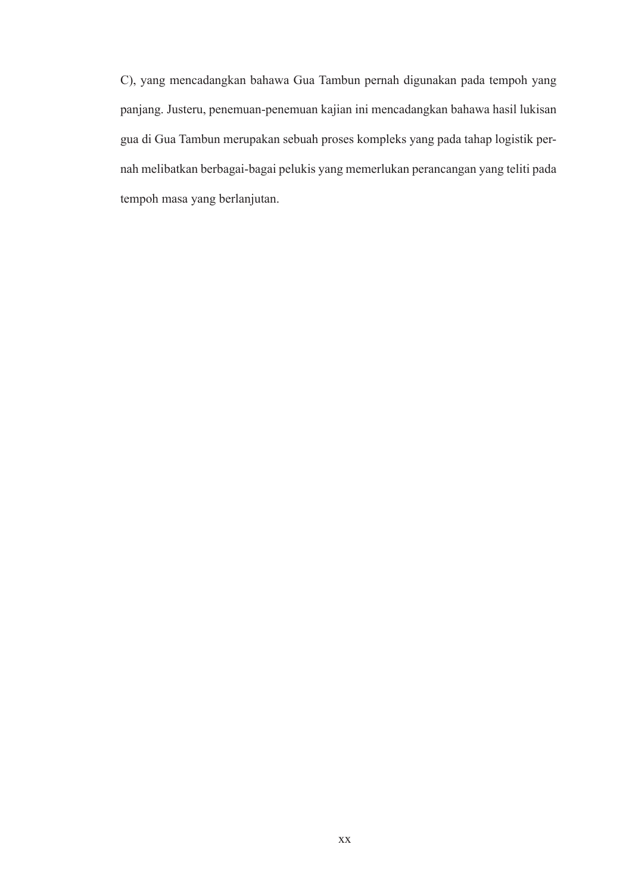C), yang mencadangkan bahawa Gua Tambun pernah digunakan pada tempoh yang panjang. Justeru, penemuan-penemuan kajian ini mencadangkan bahawa hasil lukisan gua di Gua Tambun merupakan sebuah proses kompleks yang pada tahap logistik pernah melibatkan berbagai-bagai pelukis yang memerlukan perancangan yang teliti pada tempoh masa yang berlanjutan.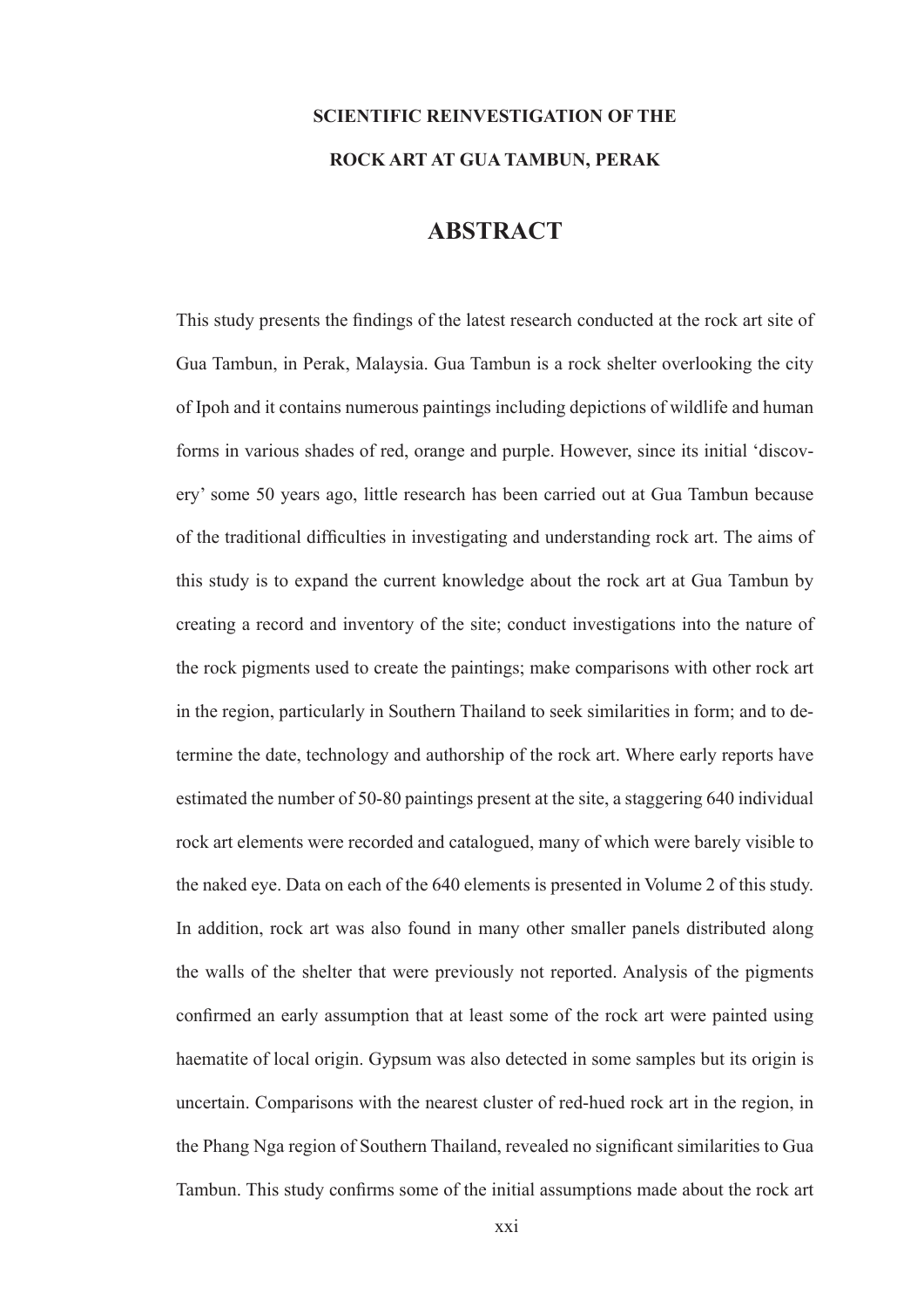**SCIENTIFIC REINVESTIGATION OF THE**

**ROCK ART AT GUA TAMBUN, PERAK**

# ABSTRACT

This study presents the findings of the latest research conducted at the rock art site of Gua Tambun, in Perak, Malaysia. Gua Tambun is a rock shelter overlooking the city of Ipoh and it contains numerous paintings including depictions of wildlife and human forms in various shades of red, orange and purple. However, since its initial 'discovery' some 50 years ago, little research has been carried out at Gua Tambun because of the traditional difficulties in investigating and understanding rock art. The aims of this study is to expand the current knowledge about the rock art at Gua Tambun by creating a record and inventory of the site; conduct investigations into the nature of the rock pigments used to create the paintings; make comparisons with other rock art in the region, particularly in Southern Thailand to seek similarities in form; and to determine the date, technology and authorship of the rock art. Where early reports have estimated the number of 50-80 paintings present at the site, a staggering 640 individual rock art elements were recorded and catalogued, many of which were barely visible to the naked eye. Data on each of the 640 elements is presented in Volume 2 of this study. In addition, rock art was also found in many other smaller panels distributed along the walls of the shelter that were previously not reported. Analysis of the pigments confirmed an early assumption that at least some of the rock art were painted using haematite of local origin. Gypsum was also detected in some samples but its origin is uncertain. Comparisons with the nearest cluster of red-hued rock art in the region, in the Phang Nga region of Southern Thailand, revealed no significant similarities to Gua Tambun. This study confirms some of the initial assumptions made about the rock art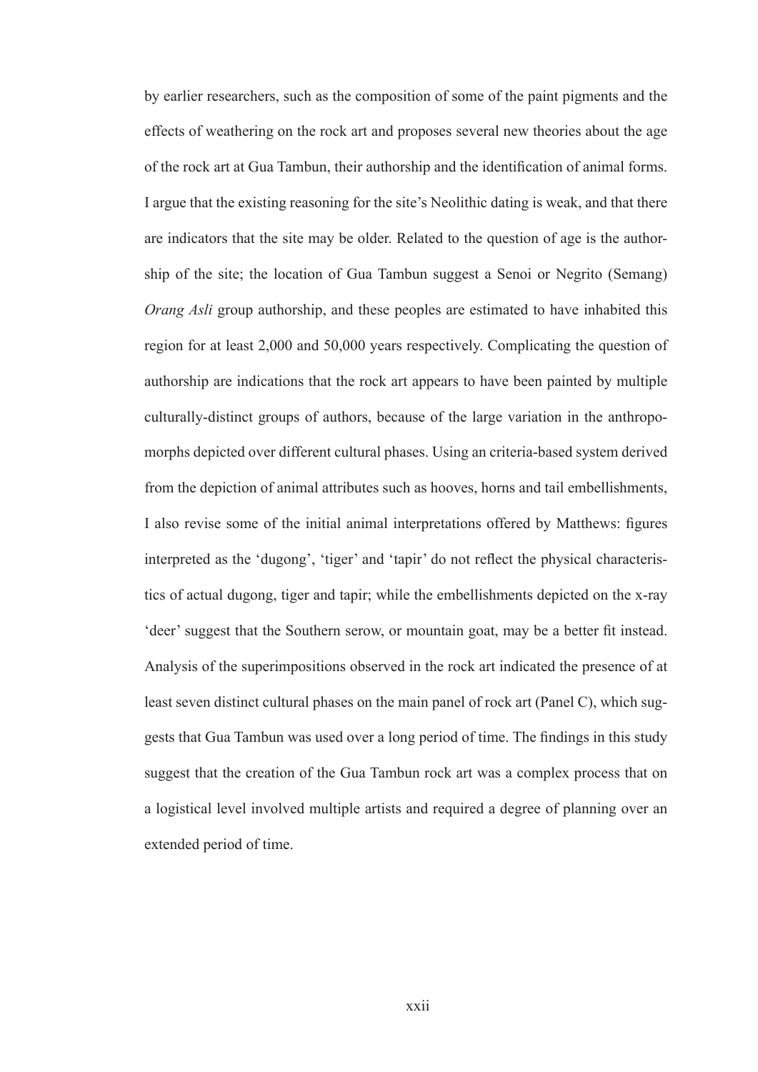by earlier researchers, such as the composition of some of the paint pigments and the effects of weathering on the rock art and proposes several new theories about the age of the rock art at Gua Tambun, their authorship and the identification of animal forms. I argue that the existing reasoning for the site's Neolithic dating is weak, and that there are indicators that the site may be older. Related to the question of age is the authorship of the site; the location of Gua Tambun suggest a Senoi or Negrito (Semang) *Orang Asli* group authorship, and these peoples are estimated to have inhabited this region for at least 2,000 and 50,000 years respectively. Complicating the question of authorship are indications that the rock art appears to have been painted by multiple culturally-distinct groups of authors, because of the large variation in the anthropomorphs depicted over different cultural phases. Using an criteria-based system derived from the depiction of animal attributes such as hooves, horns and tail embellishments, I also revise some of the initial animal interpretations offered by Matthews: figures interpreted as the 'dugong', 'tiger' and 'tapir' do not reflect the physical characteristics of actual dugong, tiger and tapir; while the embellishments depicted on the x-ray 'deer' suggest that the Southern serow, or mountain goat, may be a better fit instead. Analysis of the superimpositions observed in the rock art indicated the presence of at least seven distinct cultural phases on the main panel of rock art (Panel C), which suggests that Gua Tambun was used over a long period of time. The findings in this study suggest that the creation of the Gua Tambun rock art was a complex process that on a logistical level involved multiple artists and required a degree of planning over an extended period of time.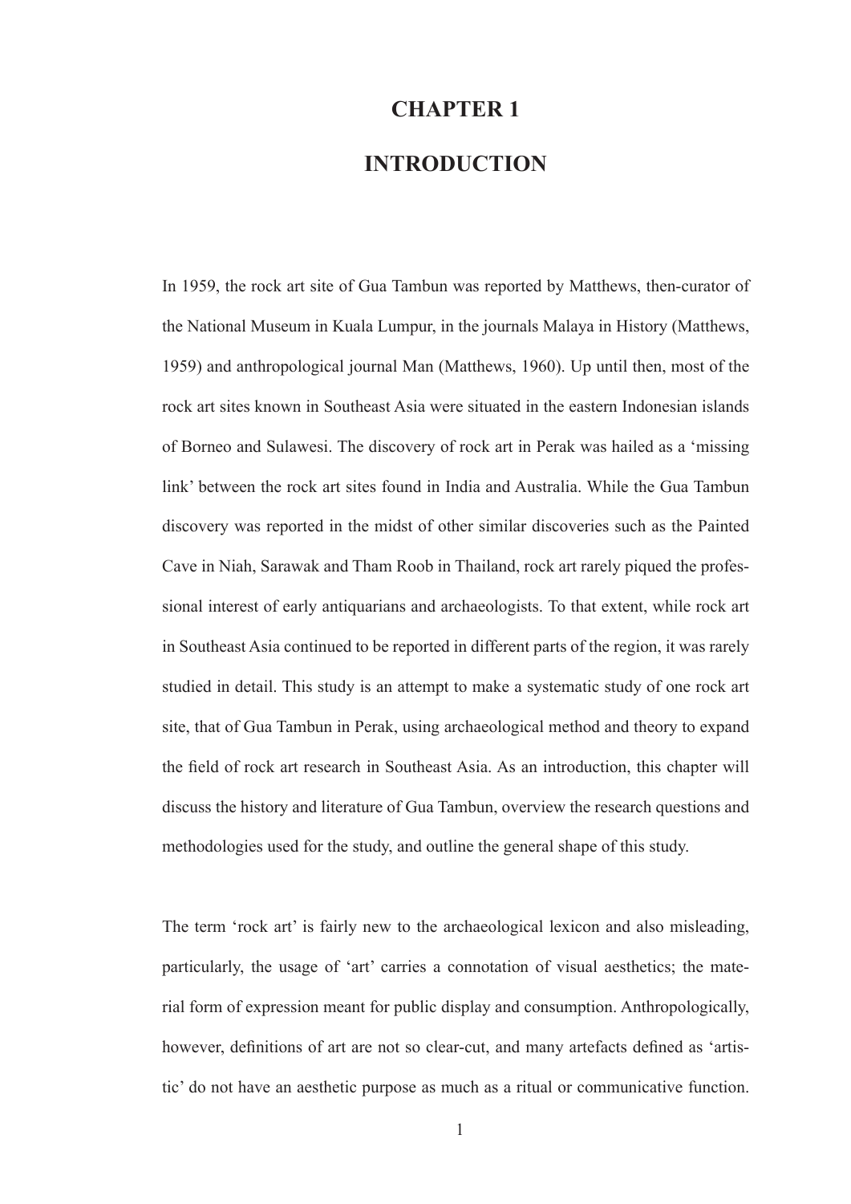# CHAPTER 1

# INTRODUCTION

In 1959, the rock art site of Gua Tambun was reported by Matthews, then-curator of the National Museum in Kuala Lumpur, in the journals Malaya in History (Matthews, 1959) and anthropological journal Man (Matthews, 1960). Up until then, most of the rock art sites known in Southeast Asia were situated in the eastern Indonesian islands of Borneo and Sulawesi. The discovery of rock art in Perak was hailed as a 'missing link' between the rock art sites found in India and Australia. While the Gua Tambun discovery was reported in the midst of other similar discoveries such as the Painted Cave in Niah, Sarawak and Tham Roob in Thailand, rock art rarely piqued the professional interest of early antiquarians and archaeologists. To that extent, while rock art in Southeast Asia continued to be reported in different parts of the region, it was rarely studied in detail. This study is an attempt to make a systematic study of one rock art site, that of Gua Tambun in Perak, using archaeological method and theory to expand the field of rock art research in Southeast Asia. As an introduction, this chapter will discuss the history and literature of Gua Tambun, overview the research questions and methodologies used for the study, and outline the general shape of this study.

The term 'rock art' is fairly new to the archaeological lexicon and also misleading, particularly, the usage of 'art' carries a connotation of visual aesthetics; the material form of expression meant for public display and consumption. Anthropologically, however, definitions of art are not so clear-cut, and many artefacts defined as 'artistic' do not have an aesthetic purpose as much as a ritual or communicative function.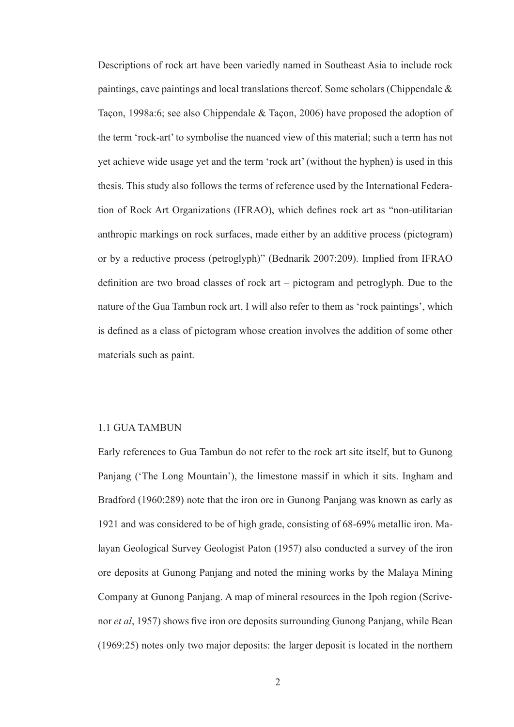Descriptions of rock art have been variedly named in Southeast Asia to include rock paintings, cave paintings and local translations thereof. Some scholars (Chippendale & Taçon, 1998a:6; see also Chippendale & Taçon, 2006) have proposed the adoption of the term 'rock-art' to symbolise the nuanced view of this material; such a term has not yet achieve wide usage yet and the term 'rock art' (without the hyphen) is used in this thesis. This study also follows the terms of reference used by the International Federation of Rock Art Organizations (IFRAO), which defines rock art as "non-utilitarian anthropic markings on rock surfaces, made either by an additive process (pictogram) or by a reductive process (petroglyph)" (Bednarik 2007:209). Implied from IFRAO definition are two broad classes of rock art – pictogram and petroglyph. Due to the nature of the Gua Tambun rock art, I will also refer to them as 'rock paintings', which is defined as a class of pictogram whose creation involves the addition of some other materials such as paint.

## 1.1 GUA TAMBUN

Early references to Gua Tambun do not refer to the rock art site itself, but to Gunong Panjang ('The Long Mountain'), the limestone massif in which it sits. Ingham and Bradford (1960:289) note that the iron ore in Gunong Panjang was known as early as 1921 and was considered to be of high grade, consisting of 68-69% metallic iron. Malayan Geological Survey Geologist Paton (1957) also conducted a survey of the iron ore deposits at Gunong Panjang and noted the mining works by the Malaya Mining Company at Gunong Panjang. A map of mineral resources in the Ipoh region (Scrivenor *et al*, 1957) shows five iron ore deposits surrounding Gunong Panjang, while Bean (1969:25) notes only two major deposits: the larger deposit is located in the northern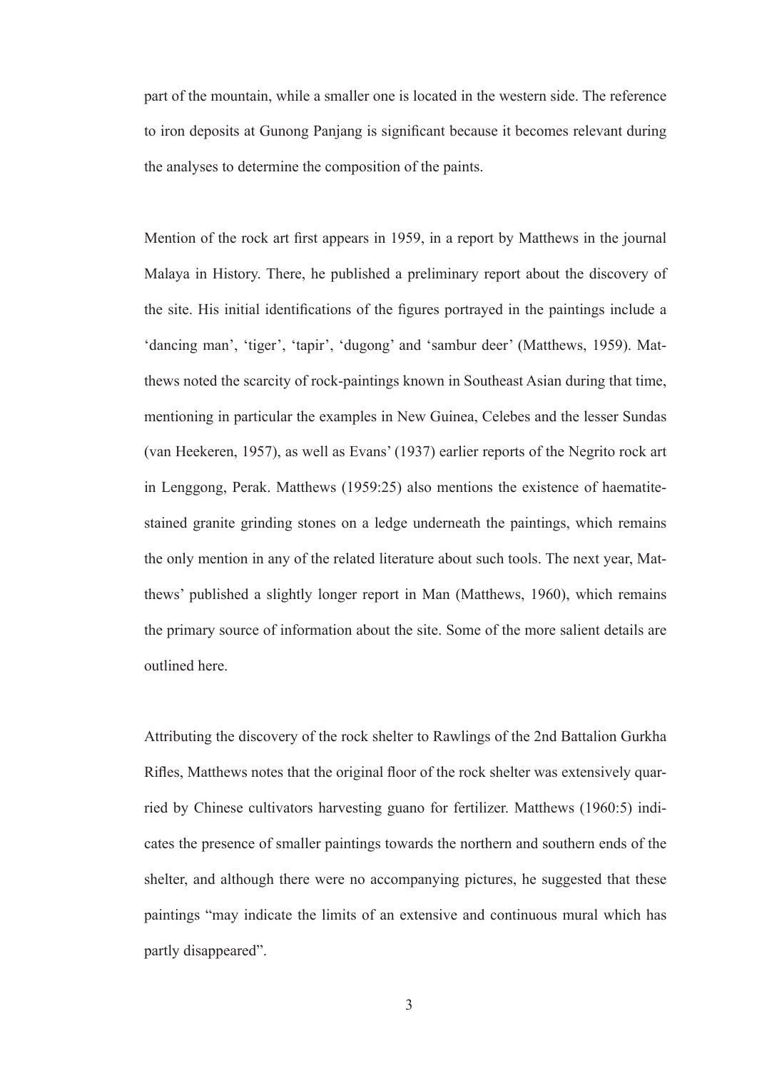part of the mountain, while a smaller one is located in the western side. The reference to iron deposits at Gunong Panjang is significant because it becomes relevant during the analyses to determine the composition of the paints.

Mention of the rock art first appears in 1959, in a report by Matthews in the journal Malaya in History. There, he published a preliminary report about the discovery of the site. His initial identifications of the figures portrayed in the paintings include a 'dancing man', 'tiger', 'tapir', 'dugong' and 'sambur deer' (Matthews, 1959). Matthews noted the scarcity of rock-paintings known in Southeast Asian during that time, mentioning in particular the examples in New Guinea, Celebes and the lesser Sundas (van Heekeren, 1957), as well as Evans' (1937) earlier reports of the Negrito rock art in Lenggong, Perak. Matthews (1959:25) also mentions the existence of haematite-stained granite grinding stones on a ledge underneath the paintings, which remains the only mention in any of the related literature about such tools. The next year, Matthews' published a slightly longer report in Man (Matthews, 1960), which remains the primary source of information about the site. Some of the more salient details are outlined here.

Attributing the discovery of the rock shelter to Rawlings of the 2nd Battalion Gurkha Rifles, Matthews notes that the original floor of the rock shelter was extensively quarried by Chinese cultivators harvesting guano for fertilizer. Matthews (1960:5) indicates the presence of smaller paintings towards the northern and southern ends of the shelter, and although there were no accompanying pictures, he suggested that these paintings "may indicate the limits of an extensive and continuous mural which has partly disappeared".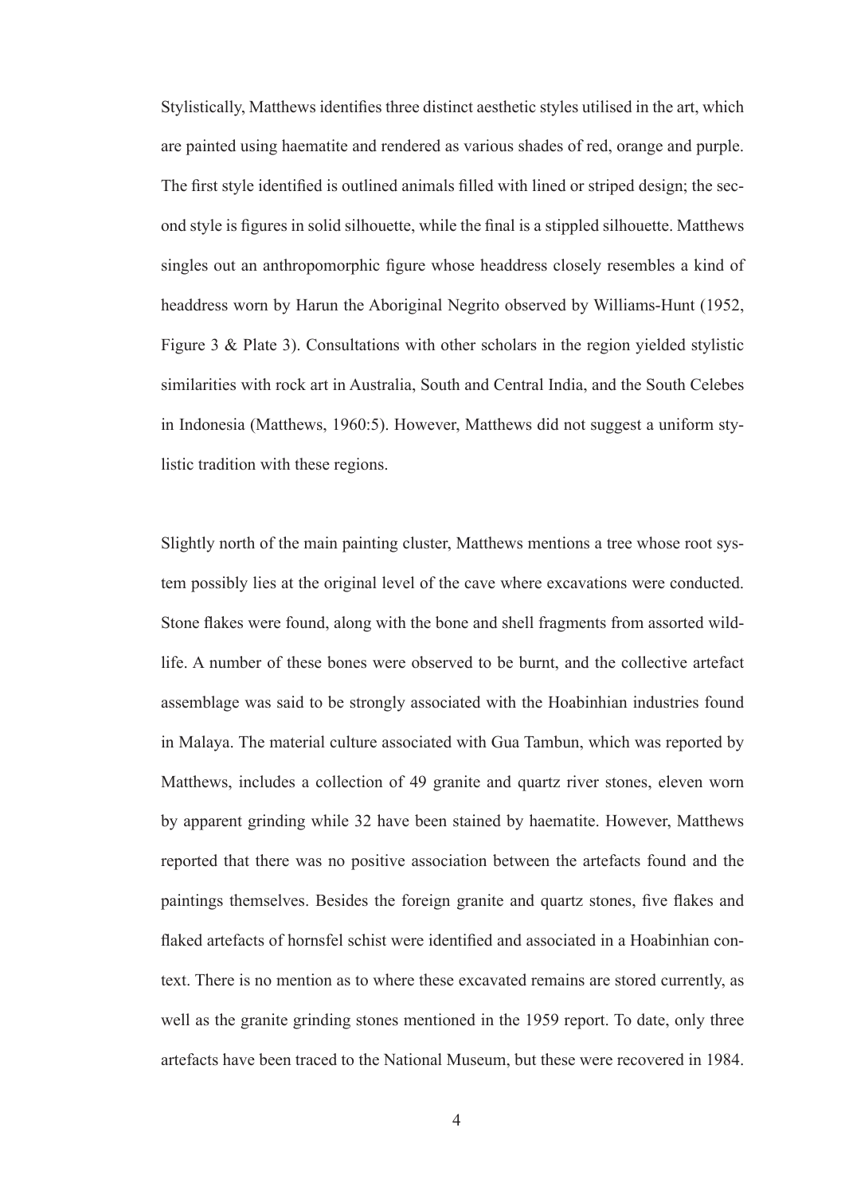Stylistically, Matthews identifies three distinct aesthetic styles utilised in the art, which are painted using haematite and rendered as various shades of red, orange and purple. The first style identified is outlined animals filled with lined or striped design; the second style is figures in solid silhouette, while the final is a stippled silhouette. Matthews singles out an anthropomorphic figure whose headdress closely resembles a kind of headdress worn by Harun the Aboriginal Negrito observed by Williams-Hunt (1952, Figure 3 & Plate 3). Consultations with other scholars in the region yielded stylistic similarities with rock art in Australia, South and Central India, and the South Celebes in Indonesia (Matthews, 1960:5). However, Matthews did not suggest a uniform stylistic tradition with these regions.

Slightly north of the main painting cluster, Matthews mentions a tree whose root system possibly lies at the original level of the cave where excavations were conducted. Stone flakes were found, along with the bone and shell fragments from assorted wildlife. A number of these bones were observed to be burnt, and the collective artefact assemblage was said to be strongly associated with the Hoabinhian industries found in Malaya. The material culture associated with Gua Tambun, which was reported by Matthews, includes a collection of 49 granite and quartz river stones, eleven worn by apparent grinding while 32 have been stained by haematite. However, Matthews reported that there was no positive association between the artefacts found and the paintings themselves. Besides the foreign granite and quartz stones, five flakes and flaked artefacts of hornsfel schist were identified and associated in a Hoabinhian context. There is no mention as to where these excavated remains are stored currently, as well as the granite grinding stones mentioned in the 1959 report. To date, only three artefacts have been traced to the National Museum, but these were recovered in 1984.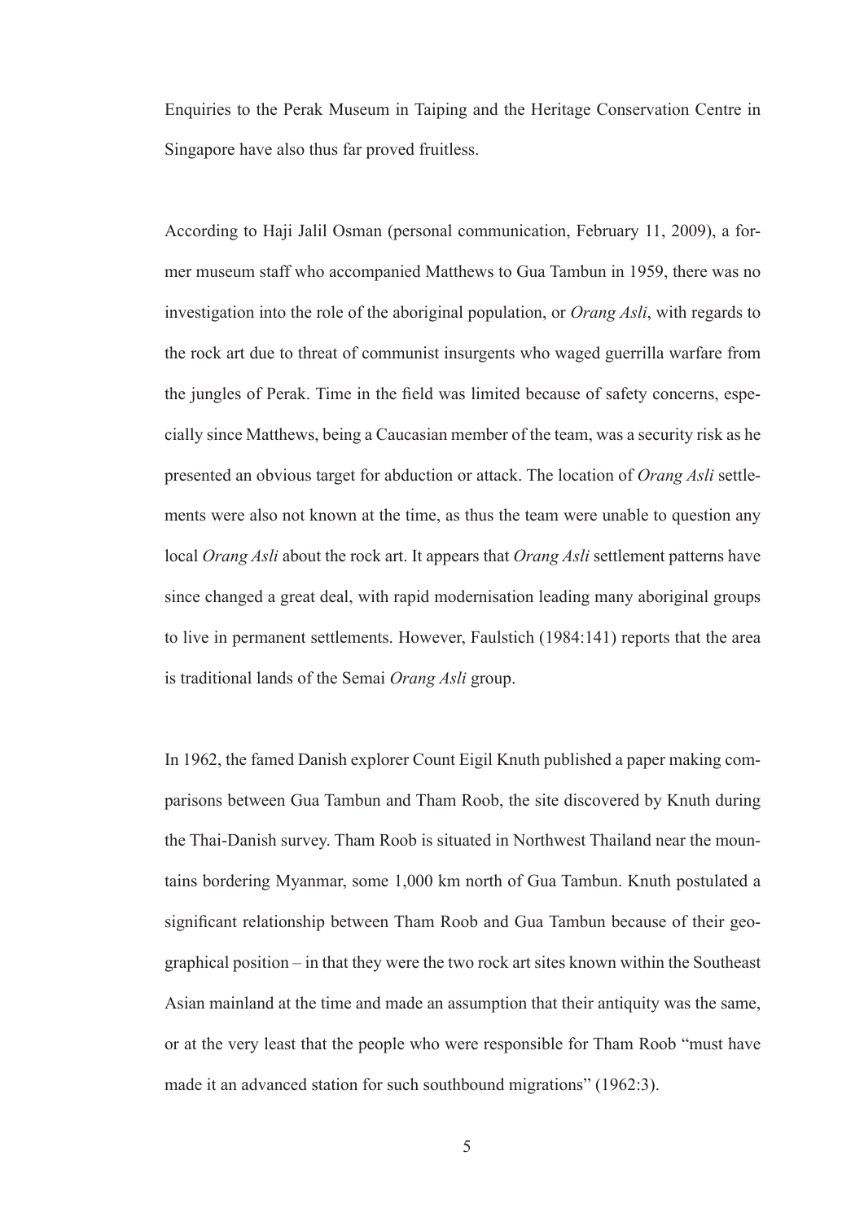Enquiries to the Perak Museum in Taiping and the Heritage Conservation Centre in Singapore have also thus far proved fruitless.

According to Haji Jalil Osman (personal communication, February 11, 2009), a former museum staff who accompanied Matthews to Gua Tambun in 1959, there was no investigation into the role of the aboriginal population, or *Orang Asli*, with regards to the rock art due to threat of communist insurgents who waged guerrilla warfare from the jungles of Perak. Time in the field was limited because of safety concerns, especially since Matthews, being a Caucasian member of the team, was a security risk as he presented an obvious target for abduction or attack. The location of *Orang Asli* settlements were also not known at the time, as thus the team were unable to question any local *Orang Asli* about the rock art. It appears that *Orang Asli* settlement patterns have since changed a great deal, with rapid modernisation leading many aboriginal groups to live in permanent settlements. However, Faulstich (1984:141) reports that the area is traditional lands of the Semai *Orang Asli* group.

In 1962, the famed Danish explorer Count Eigil Knuth published a paper making comparisons between Gua Tambun and Tham Roob, the site discovered by Knuth during the Thai-Danish survey. Tham Roob is situated in Northwest Thailand near the mountains bordering Myanmar, some 1,000 km north of Gua Tambun. Knuth postulated a significant relationship between Tham Roob and Gua Tambun because of their geographical position – in that they were the two rock art sites known within the Southeast Asian mainland at the time and made an assumption that their antiquity was the same, or at the very least that the people who were responsible for Tham Roob "must have made it an advanced station for such southbound migrations" (1962:3).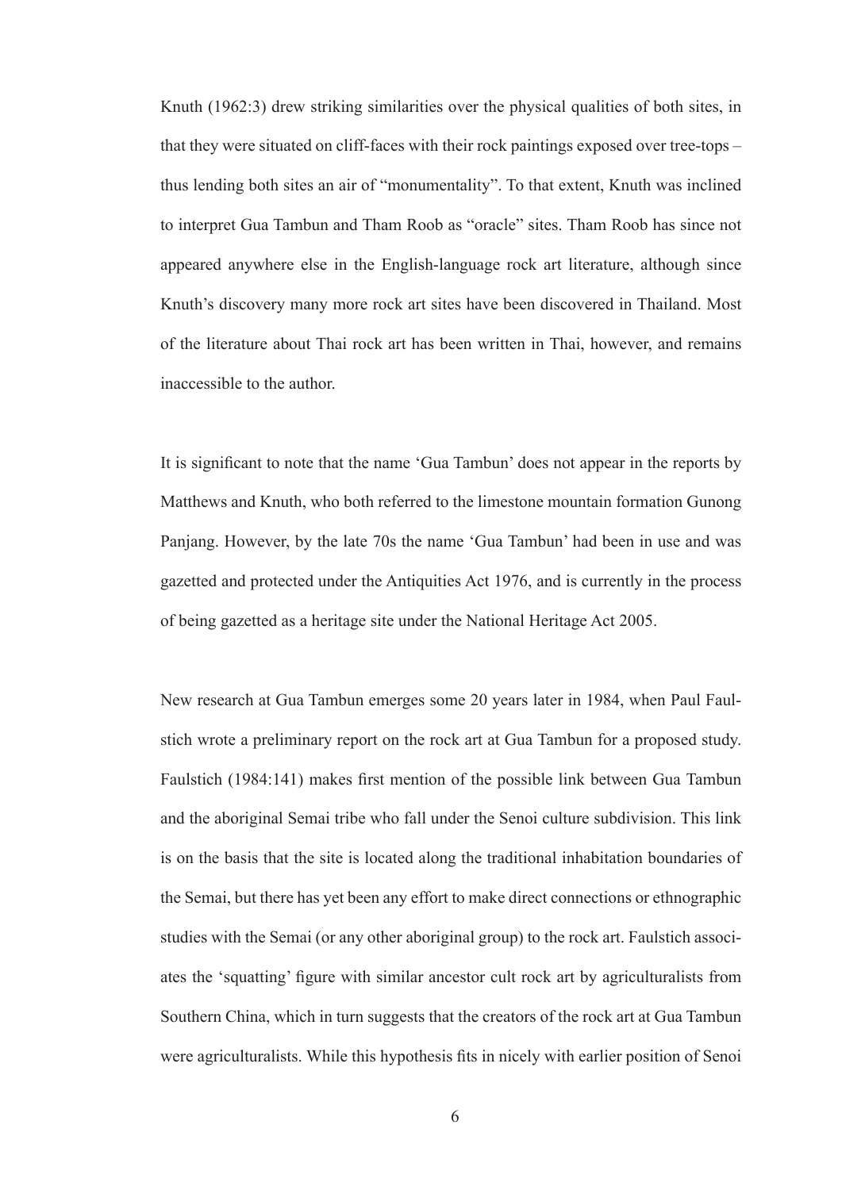Knuth (1962:3) drew striking similarities over the physical qualities of both sites, in that they were situated on cliff-faces with their rock paintings exposed over tree-tops – thus lending both sites an air of "monumentality". To that extent, Knuth was inclined to interpret Gua Tambun and Tham Roob as "oracle" sites. Tham Roob has since not appeared anywhere else in the English-language rock art literature, although since Knuth's discovery many more rock art sites have been discovered in Thailand. Most of the literature about Thai rock art has been written in Thai, however, and remains inaccessible to the author.

It is significant to note that the name 'Gua Tambun' does not appear in the reports by Matthews and Knuth, who both referred to the limestone mountain formation Gunong Panjang. However, by the late 70s the name 'Gua Tambun' had been in use and was gazetted and protected under the Antiquities Act 1976, and is currently in the process of being gazetted as a heritage site under the National Heritage Act 2005.

New research at Gua Tambun emerges some 20 years later in 1984, when Paul Faulstich wrote a preliminary report on the rock art at Gua Tambun for a proposed study. Faulstich (1984:141) makes first mention of the possible link between Gua Tambun and the aboriginal Semai tribe who fall under the Senoi culture subdivision. This link is on the basis that the site is located along the traditional inhabitation boundaries of the Semai, but there has yet been any effort to make direct connections or ethnographic studies with the Semai (or any other aboriginal group) to the rock art. Faulstich associates the 'squatting' figure with similar ancestor cult rock art by agriculturalists from Southern China, which in turn suggests that the creators of the rock art at Gua Tambun were agriculturalists. While this hypothesis fits in nicely with earlier position of Senoi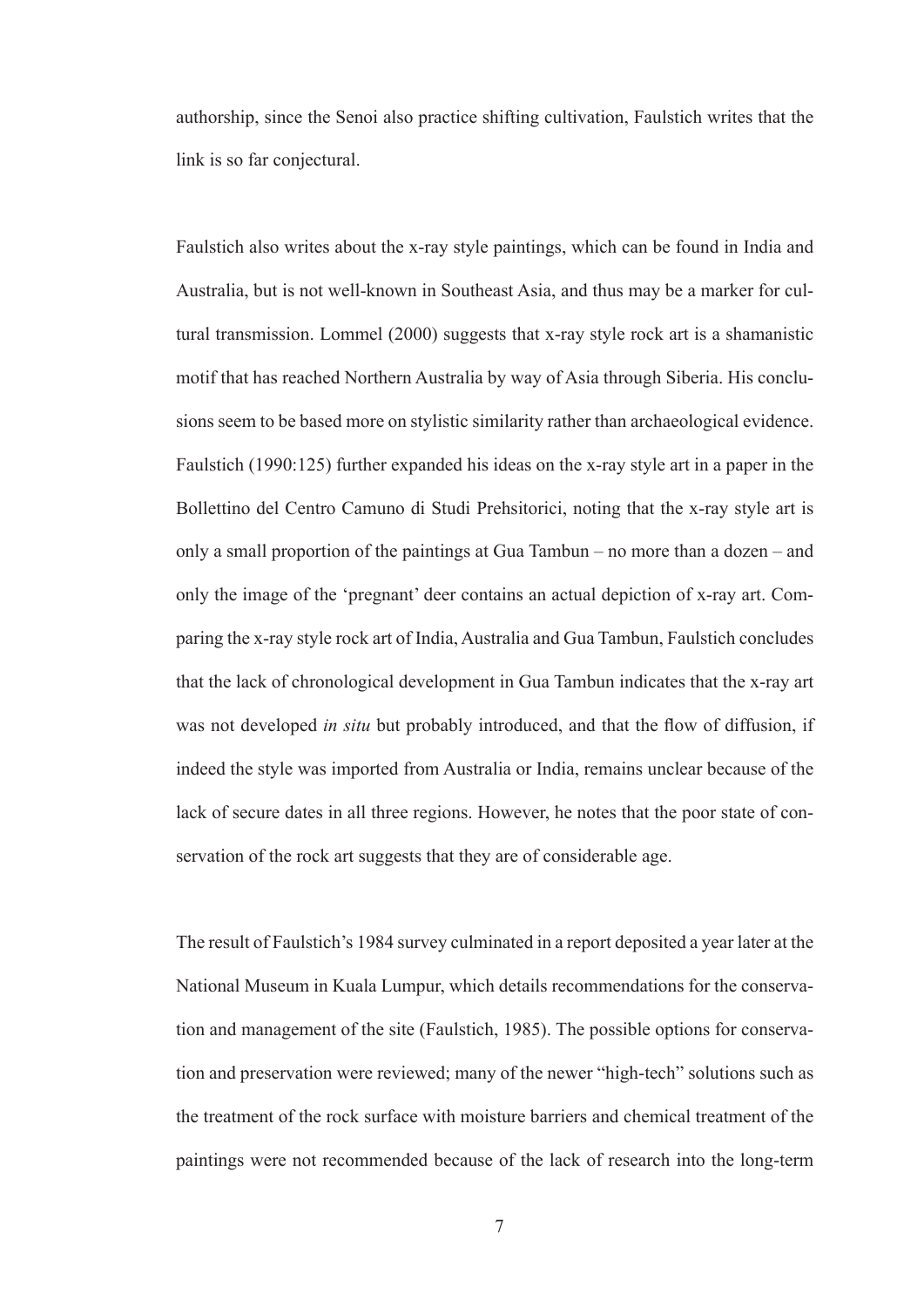authorship, since the Senoi also practice shifting cultivation, Faulstich writes that the link is so far conjectural.

Faulstich also writes about the x-ray style paintings, which can be found in India and Australia, but is not well-known in Southeast Asia, and thus may be a marker for cultural transmission. Lommel (2000) suggests that x-ray style rock art is a shamanistic motif that has reached Northern Australia by way of Asia through Siberia. His conclusions seem to be based more on stylistic similarity rather than archaeological evidence. Faulstich (1990:125) further expanded his ideas on the x-ray style art in a paper in the Bollettino del Centro Camuno di Studi Prehsitorici, noting that the x-ray style art is only a small proportion of the paintings at Gua Tambun – no more than a dozen – and only the image of the 'pregnant' deer contains an actual depiction of x-ray art. Comparing the x-ray style rock art of India, Australia and Gua Tambun, Faulstich concludes that the lack of chronological development in Gua Tambun indicates that the x-ray art was not developed *in situ* but probably introduced, and that the flow of diffusion, if indeed the style was imported from Australia or India, remains unclear because of the lack of secure dates in all three regions. However, he notes that the poor state of conservation of the rock art suggests that they are of considerable age.

The result of Faulstich's 1984 survey culminated in a report deposited a year later at the National Museum in Kuala Lumpur, which details recommendations for the conservation and management of the site (Faulstich, 1985). The possible options for conservation and preservation were reviewed; many of the newer "high-tech" solutions such as the treatment of the rock surface with moisture barriers and chemical treatment of the paintings were not recommended because of the lack of research into the long-term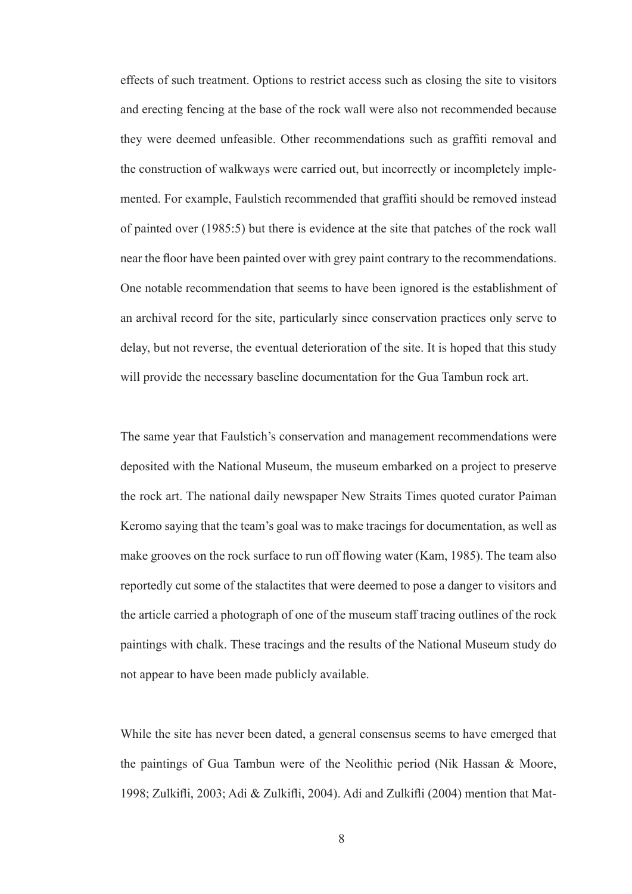effects of such treatment. Options to restrict access such as closing the site to visitors and erecting fencing at the base of the rock wall were also not recommended because they were deemed unfeasible. Other recommendations such as graffiti removal and the construction of walkways were carried out, but incorrectly or incompletely implemented. For example, Faulstich recommended that graffiti should be removed instead of painted over (1985:5) but there is evidence at the site that patches of the rock wall near the floor have been painted over with grey paint contrary to the recommendations. One notable recommendation that seems to have been ignored is the establishment of an archival record for the site, particularly since conservation practices only serve to delay, but not reverse, the eventual deterioration of the site. It is hoped that this study will provide the necessary baseline documentation for the Gua Tambun rock art.

The same year that Faulstich's conservation and management recommendations were deposited with the National Museum, the museum embarked on a project to preserve the rock art. The national daily newspaper New Straits Times quoted curator Paiman Keromo saying that the team's goal was to make tracings for documentation, as well as make grooves on the rock surface to run off flowing water (Kam, 1985). The team also reportedly cut some of the stalactites that were deemed to pose a danger to visitors and the article carried a photograph of one of the museum staff tracing outlines of the rock paintings with chalk. These tracings and the results of the National Museum study do not appear to have been made publicly available.

While the site has never been dated, a general consensus seems to have emerged that the paintings of Gua Tambun were of the Neolithic period (Nik Hassan & Moore, 1998; Zulkifli, 2003; Adi & Zulkifli, 2004). Adi and Zulkifli (2004) mention that Mat-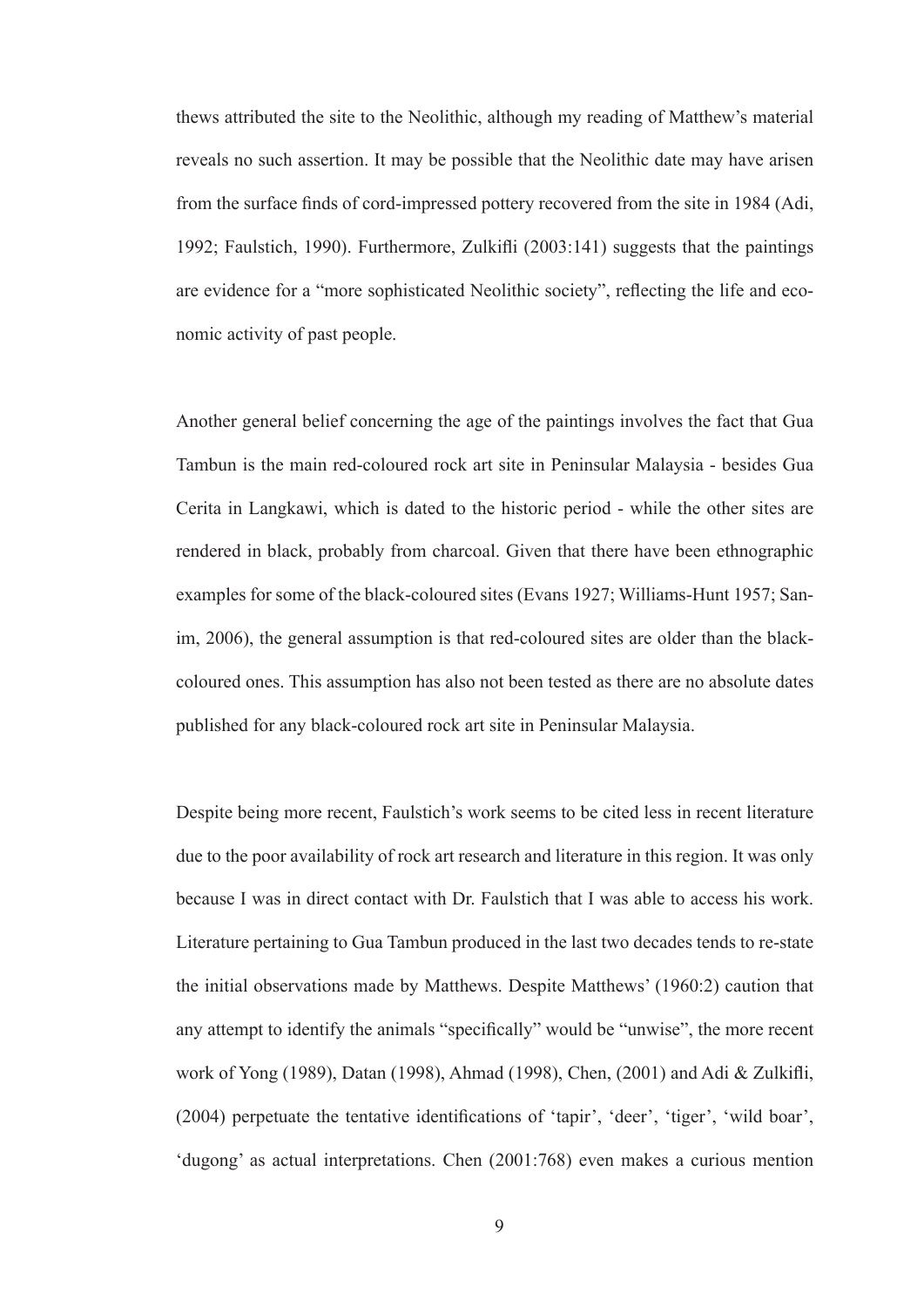thews attributed the site to the Neolithic, although my reading of Matthew's material reveals no such assertion. It may be possible that the Neolithic date may have arisen from the surface finds of cord-impressed pottery recovered from the site in 1984 (Adi, 1992; Faulstich, 1990). Furthermore, Zulkifli (2003:141) suggests that the paintings are evidence for a "more sophisticated Neolithic society", reflecting the life and economic activity of past people.

Another general belief concerning the age of the paintings involves the fact that Gua Tambun is the main red-coloured rock art site in Peninsular Malaysia - besides Gua Cerita in Langkawi, which is dated to the historic period - while the other sites are rendered in black, probably from charcoal. Given that there have been ethnographic examples for some of the black-coloured sites (Evans 1927; Williams-Hunt 1957; Sanim, 2006), the general assumption is that red-coloured sites are older than the black-coloured ones. This assumption has also not been tested as there are no absolute dates published for any black-coloured rock art site in Peninsular Malaysia.

Despite being more recent, Faulstich's work seems to be cited less in recent literature due to the poor availability of rock art research and literature in this region. It was only because I was in direct contact with Dr. Faulstich that I was able to access his work. Literature pertaining to Gua Tambun produced in the last two decades tends to re-state the initial observations made by Matthews. Despite Matthews' (1960:2) caution that any attempt to identify the animals "specifically" would be "unwise", the more recent work of Yong (1989), Datan (1998), Ahmad (1998), Chen, (2001) and Adi & Zulkifli, (2004) perpetuate the tentative identifications of 'tapir', 'deer', 'tiger', 'wild boar', 'dugong' as actual interpretations. Chen (2001:768) even makes a curious mention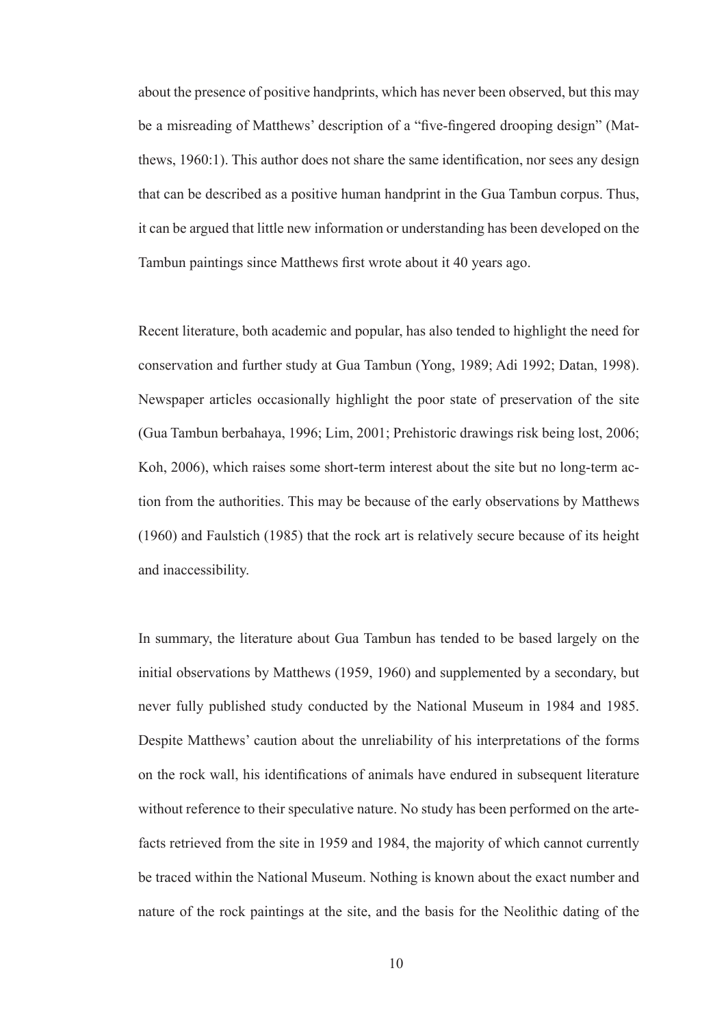about the presence of positive handprints, which has never been observed, but this may be a misreading of Matthews' description of a "five-fingered drooping design" (Matthews, 1960:1). This author does not share the same identification, nor sees any design that can be described as a positive human handprint in the Gua Tambun corpus. Thus, it can be argued that little new information or understanding has been developed on the Tambun paintings since Matthews first wrote about it 40 years ago.

Recent literature, both academic and popular, has also tended to highlight the need for conservation and further study at Gua Tambun (Yong, 1989; Adi 1992; Datan, 1998). Newspaper articles occasionally highlight the poor state of preservation of the site (Gua Tambun berbahaya, 1996; Lim, 2001; Prehistoric drawings risk being lost, 2006; Koh, 2006), which raises some short-term interest about the site but no long-term action from the authorities. This may be because of the early observations by Matthews (1960) and Faulstich (1985) that the rock art is relatively secure because of its height and inaccessibility.

In summary, the literature about Gua Tambun has tended to be based largely on the initial observations by Matthews (1959, 1960) and supplemented by a secondary, but never fully published study conducted by the National Museum in 1984 and 1985. Despite Matthews' caution about the unreliability of his interpretations of the forms on the rock wall, his identifications of animals have endured in subsequent literature without reference to their speculative nature. No study has been performed on the artefacts retrieved from the site in 1959 and 1984, the majority of which cannot currently be traced within the National Museum. Nothing is known about the exact number and nature of the rock paintings at the site, and the basis for the Neolithic dating of the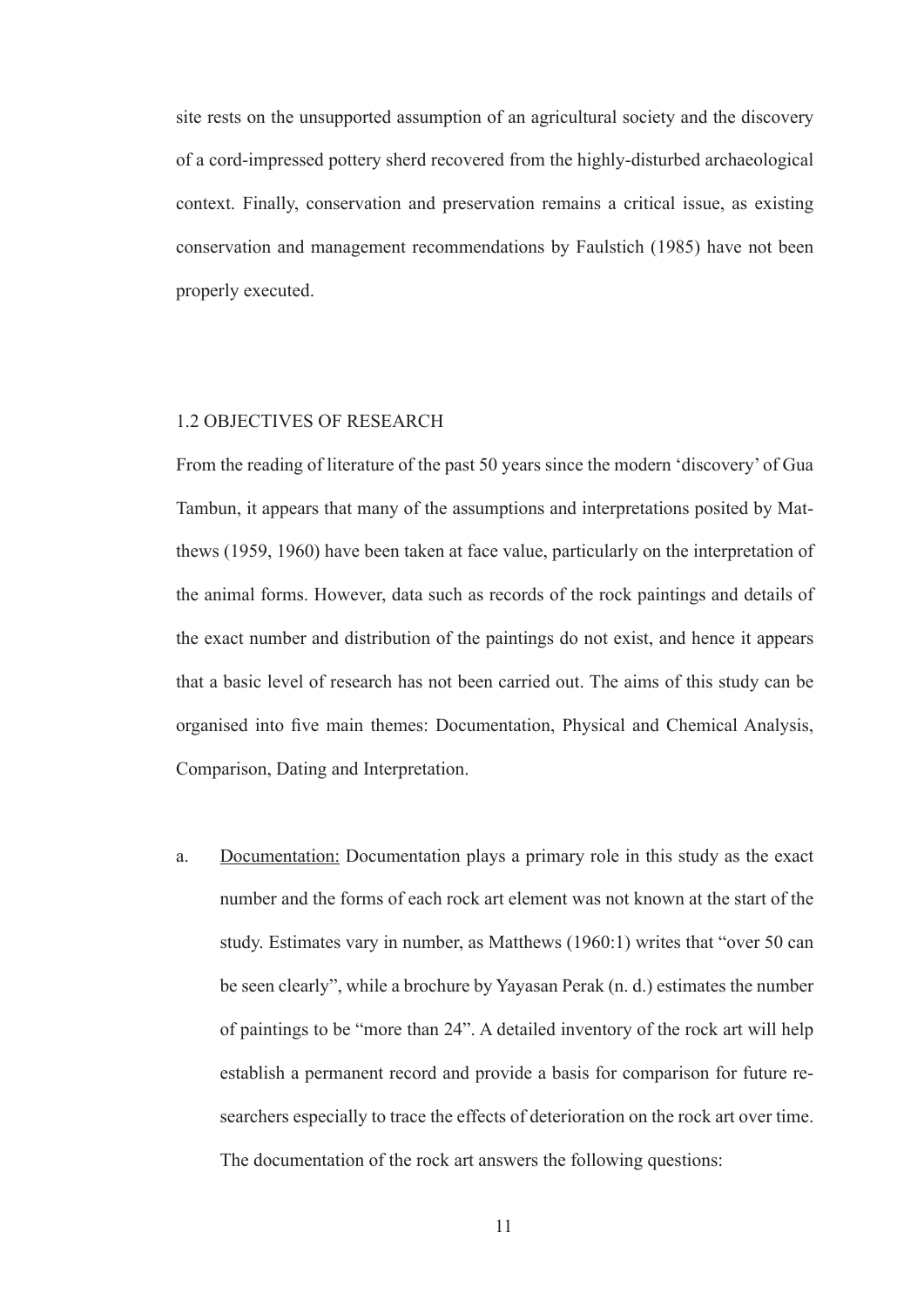site rests on the unsupported assumption of an agricultural society and the discovery of a cord-impressed pottery sherd recovered from the highly-disturbed archaeological context. Finally, conservation and preservation remains a critical issue, as existing conservation and management recommendations by Faulstich (1985) have not been properly executed.

## 1.2 OBJECTIVES OF RESEARCH

From the reading of literature of the past 50 years since the modern 'discovery' of Gua Tambun, it appears that many of the assumptions and interpretations posited by Matthews (1959, 1960) have been taken at face value, particularly on the interpretation of the animal forms. However, data such as records of the rock paintings and details of the exact number and distribution of the paintings do not exist, and hence it appears that a basic level of research has not been carried out. The aims of this study can be organised into five main themes: Documentation, Physical and Chemical Analysis, Comparison, Dating and Interpretation.

a. <u>Documentation:</u> Documentation plays a primary role in this study as the exact number and the forms of each rock art element was not known at the start of the study. Estimates vary in number, as Matthews (1960:1) writes that "over 50 can be seen clearly", while a brochure by Yayasan Perak (n. d.) estimates the number of paintings to be "more than 24". A detailed inventory of the rock art will help establish a permanent record and provide a basis for comparison for future researchers especially to trace the effects of deterioration on the rock art over time. The documentation of the rock art answers the following questions: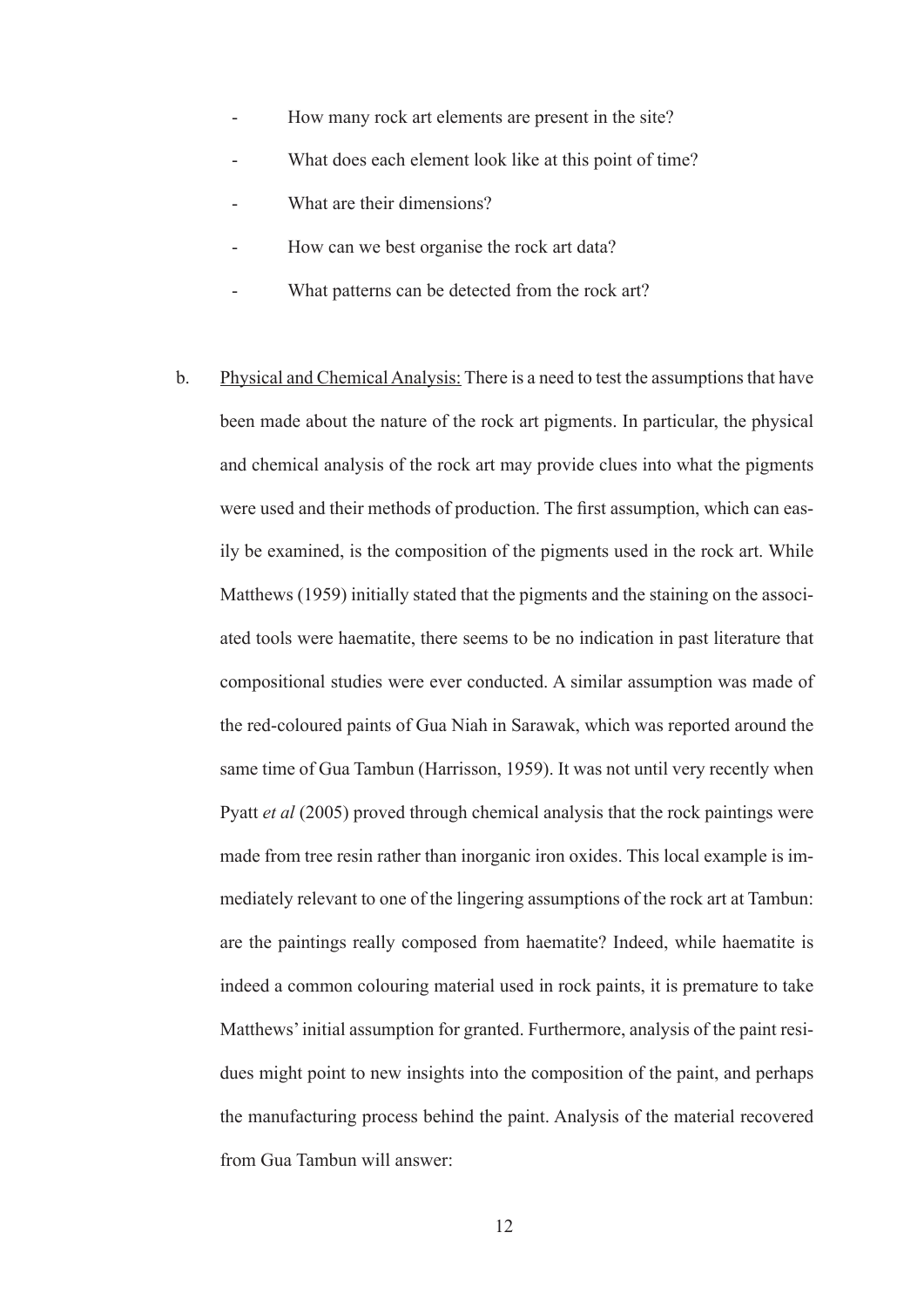- How many rock art elements are present in the site?
- What does each element look like at this point of time?
- What are their dimensions?
- How can we best organise the rock art data?
- What patterns can be detected from the rock art?

b. <u>Physical and Chemical Analysis:</u> There is a need to test the assumptions that have been made about the nature of the rock art pigments. In particular, the physical and chemical analysis of the rock art may provide clues into what the pigments were used and their methods of production. The first assumption, which can easily be examined, is the composition of the pigments used in the rock art. While Matthews (1959) initially stated that the pigments and the staining on the associated tools were haematite, there seems to be no indication in past literature that compositional studies were ever conducted. A similar assumption was made of the red-coloured paints of Gua Niah in Sarawak, which was reported around the same time of Gua Tambun (Harrisson, 1959). It was not until very recently when Pyatt *et al* (2005) proved through chemical analysis that the rock paintings were made from tree resin rather than inorganic iron oxides. This local example is immediately relevant to one of the lingering assumptions of the rock art at Tambun: are the paintings really composed from haematite? Indeed, while haematite is indeed a common colouring material used in rock paints, it is premature to take Matthews' initial assumption for granted. Furthermore, analysis of the paint residues might point to new insights into the composition of the paint, and perhaps the manufacturing process behind the paint. Analysis of the material recovered from Gua Tambun will answer: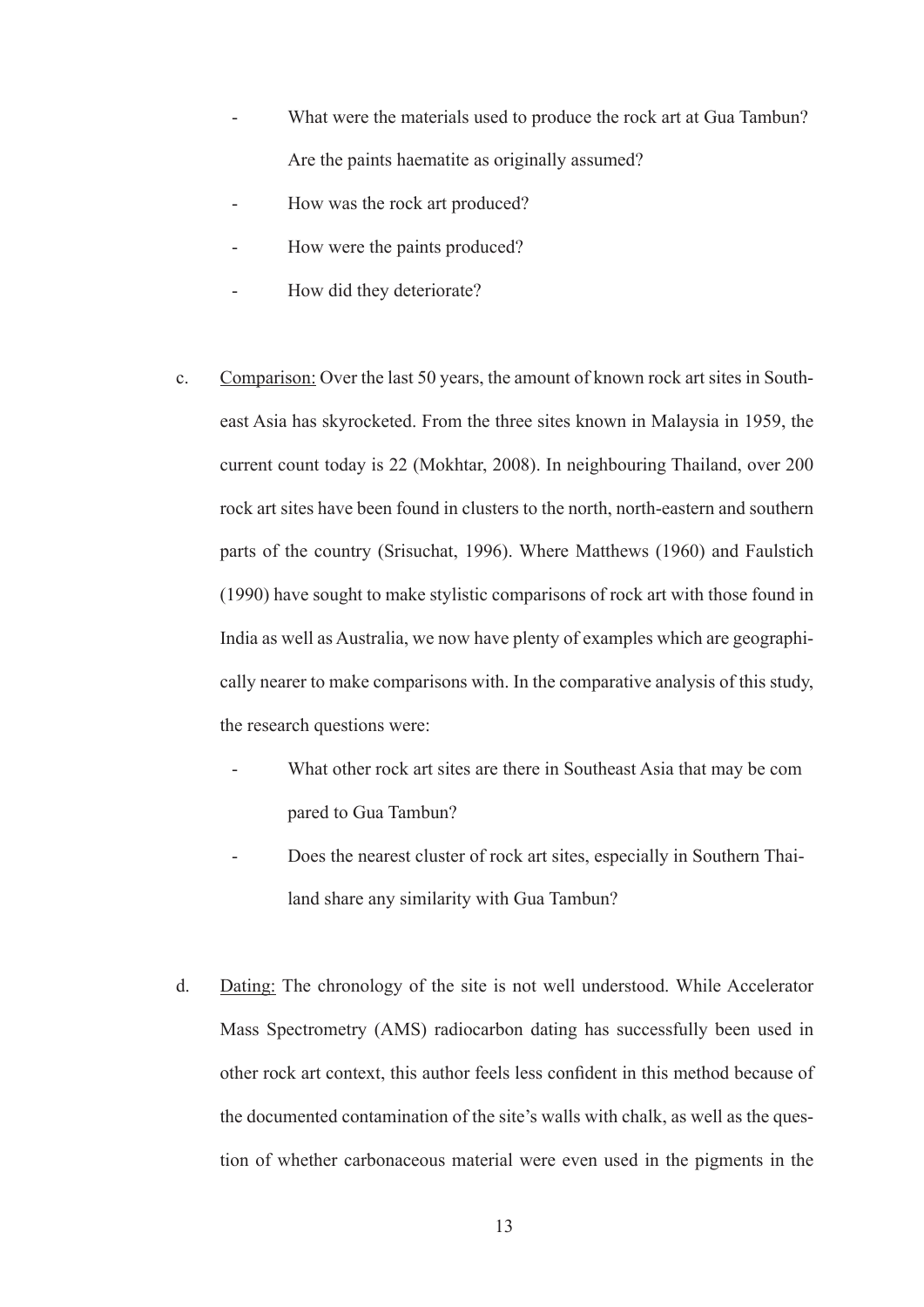- What were the materials used to produce the rock art at Gua Tambun? Are the paints haematite as originally assumed?
- How was the rock art produced?
- How were the paints produced?
- How did they deteriorate?

c. Comparison: Over the last 50 years, the amount of known rock art sites in Southeast Asia has skyrocketed. From the three sites known in Malaysia in 1959, the current count today is 22 (Mokhtar, 2008). In neighbouring Thailand, over 200 rock art sites have been found in clusters to the north, north-eastern and southern parts of the country (Srisuchat, 1996). Where Matthews (1960) and Faulstich (1990) have sought to make stylistic comparisons of rock art with those found in India as well as Australia, we now have plenty of examples which are geographically nearer to make comparisons with. In the comparative analysis of this study, the research questions were:

   - What other rock art sites are there in Southeast Asia that may be compared to Gua Tambun?
   - Does the nearest cluster of rock art sites, especially in Southern Thailand share any similarity with Gua Tambun?

d. Dating: The chronology of the site is not well understood. While Accelerator Mass Spectrometry (AMS) radiocarbon dating has successfully been used in other rock art context, this author feels less confident in this method because of the documented contamination of the site's walls with chalk, as well as the question of whether carbonaceous material were even used in the pigments in the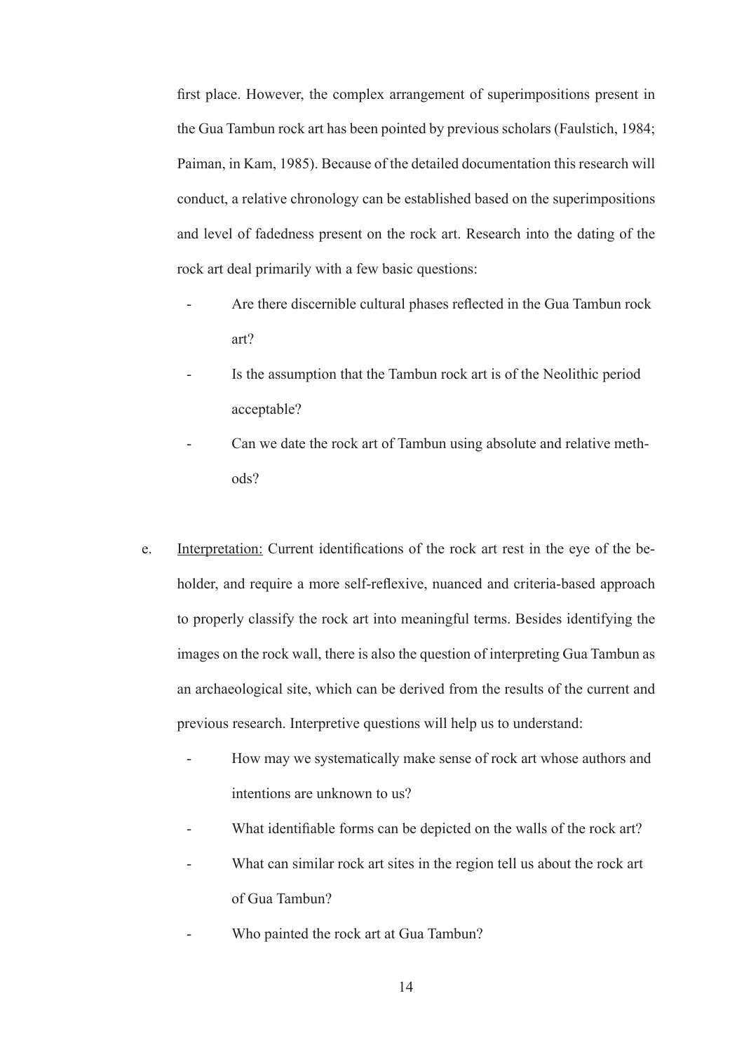first place. However, the complex arrangement of superimpositions present in the Gua Tambun rock art has been pointed by previous scholars (Faulstich, 1984; Paiman, in Kam, 1985). Because of the detailed documentation this research will conduct, a relative chronology can be established based on the superimpositions and level of fadedness present on the rock art. Research into the dating of the rock art deal primarily with a few basic questions:

- Are there discernible cultural phases reflected in the Gua Tambun rock art?
- Is the assumption that the Tambun rock art is of the Neolithic period acceptable?
- Can we date the rock art of Tambun using absolute and relative methods?

e. Interpretation: Current identifications of the rock art rest in the eye of the beholder, and require a more self-reflexive, nuanced and criteria-based approach to properly classify the rock art into meaningful terms. Besides identifying the images on the rock wall, there is also the question of interpreting Gua Tambun as an archaeological site, which can be derived from the results of the current and previous research. Interpretive questions will help us to understand:

   - How may we systematically make sense of rock art whose authors and intentions are unknown to us?
   - What identifiable forms can be depicted on the walls of the rock art?
   - What can similar rock art sites in the region tell us about the rock art of Gua Tambun?
   - Who painted the rock art at Gua Tambun?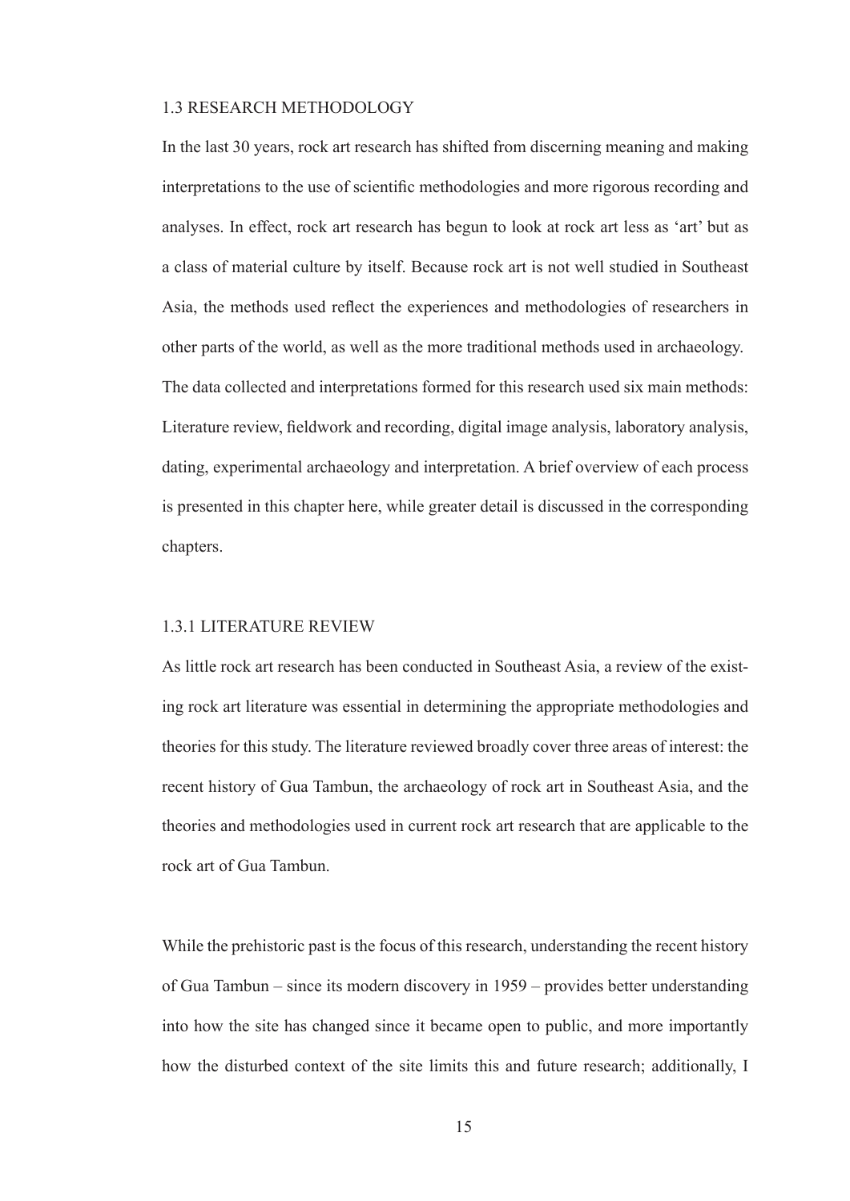## 1.3 RESEARCH METHODOLOGY

In the last 30 years, rock art research has shifted from discerning meaning and making interpretations to the use of scientific methodologies and more rigorous recording and analyses. In effect, rock art research has begun to look at rock art less as 'art' but as a class of material culture by itself. Because rock art is not well studied in Southeast Asia, the methods used reflect the experiences and methodologies of researchers in other parts of the world, as well as the more traditional methods used in archaeology. The data collected and interpretations formed for this research used six main methods: Literature review, fieldwork and recording, digital image analysis, laboratory analysis, dating, experimental archaeology and interpretation. A brief overview of each process is presented in this chapter here, while greater detail is discussed in the corresponding chapters.

### 1.3.1 LITERATURE REVIEW

As little rock art research has been conducted in Southeast Asia, a review of the existing rock art literature was essential in determining the appropriate methodologies and theories for this study. The literature reviewed broadly cover three areas of interest: the recent history of Gua Tambun, the archaeology of rock art in Southeast Asia, and the theories and methodologies used in current rock art research that are applicable to the rock art of Gua Tambun.

While the prehistoric past is the focus of this research, understanding the recent history of Gua Tambun – since its modern discovery in 1959 – provides better understanding into how the site has changed since it became open to public, and more importantly how the disturbed context of the site limits this and future research; additionally, I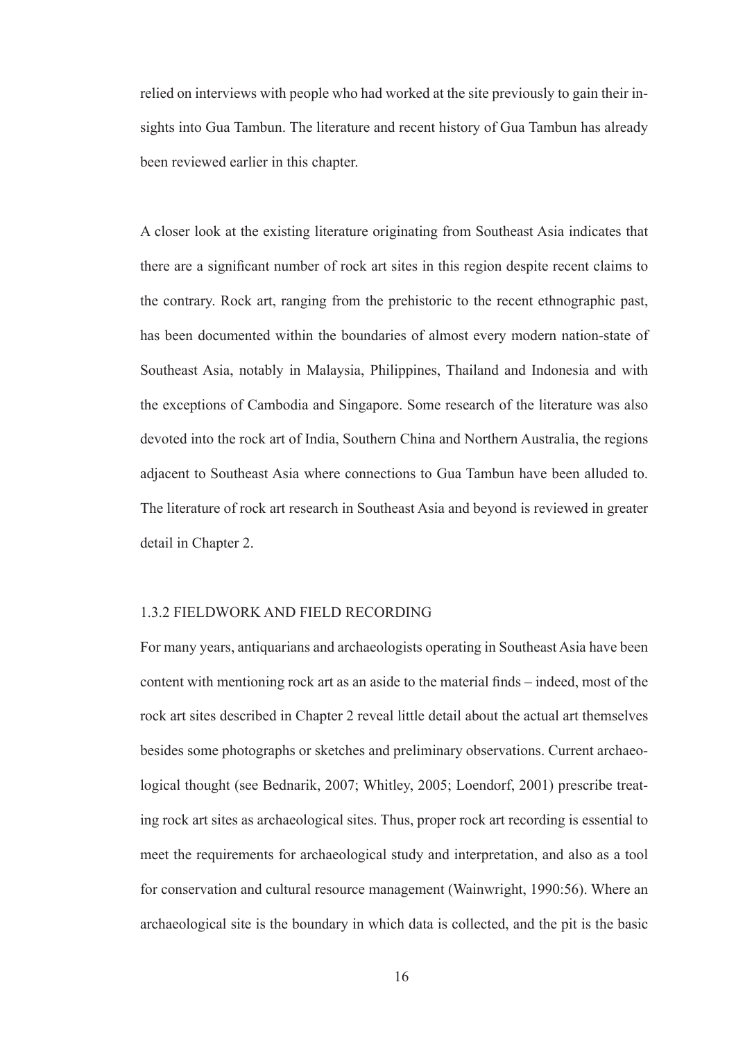relied on interviews with people who had worked at the site previously to gain their insights into Gua Tambun. The literature and recent history of Gua Tambun has already been reviewed earlier in this chapter.

A closer look at the existing literature originating from Southeast Asia indicates that there are a significant number of rock art sites in this region despite recent claims to the contrary. Rock art, ranging from the prehistoric to the recent ethnographic past, has been documented within the boundaries of almost every modern nation-state of Southeast Asia, notably in Malaysia, Philippines, Thailand and Indonesia and with the exceptions of Cambodia and Singapore. Some research of the literature was also devoted into the rock art of India, Southern China and Northern Australia, the regions adjacent to Southeast Asia where connections to Gua Tambun have been alluded to. The literature of rock art research in Southeast Asia and beyond is reviewed in greater detail in Chapter 2.

### 1.3.2 FIELDWORK AND FIELD RECORDING

For many years, antiquarians and archaeologists operating in Southeast Asia have been content with mentioning rock art as an aside to the material finds – indeed, most of the rock art sites described in Chapter 2 reveal little detail about the actual art themselves besides some photographs or sketches and preliminary observations. Current archaeological thought (see Bednarik, 2007; Whitley, 2005; Loendorf, 2001) prescribe treating rock art sites as archaeological sites. Thus, proper rock art recording is essential to meet the requirements for archaeological study and interpretation, and also as a tool for conservation and cultural resource management (Wainwright, 1990:56). Where an archaeological site is the boundary in which data is collected, and the pit is the basic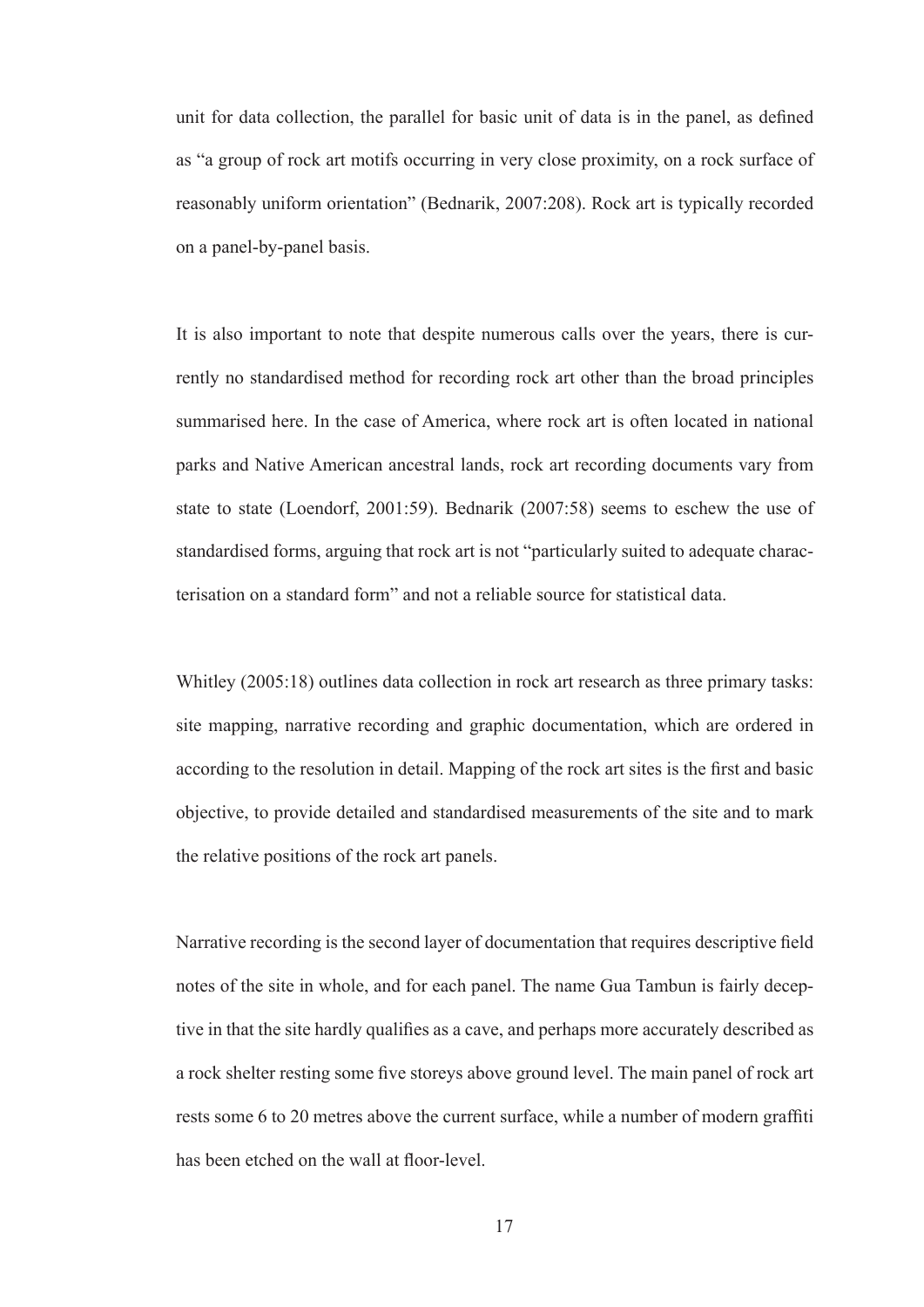unit for data collection, the parallel for basic unit of data is in the panel, as defined as "a group of rock art motifs occurring in very close proximity, on a rock surface of reasonably uniform orientation" (Bednarik, 2007:208). Rock art is typically recorded on a panel-by-panel basis.

It is also important to note that despite numerous calls over the years, there is currently no standardised method for recording rock art other than the broad principles summarised here. In the case of America, where rock art is often located in national parks and Native American ancestral lands, rock art recording documents vary from state to state (Loendorf, 2001:59). Bednarik (2007:58) seems to eschew the use of standardised forms, arguing that rock art is not "particularly suited to adequate characterisation on a standard form" and not a reliable source for statistical data.

Whitley (2005:18) outlines data collection in rock art research as three primary tasks: site mapping, narrative recording and graphic documentation, which are ordered in according to the resolution in detail. Mapping of the rock art sites is the first and basic objective, to provide detailed and standardised measurements of the site and to mark the relative positions of the rock art panels.

Narrative recording is the second layer of documentation that requires descriptive field notes of the site in whole, and for each panel. The name Gua Tambun is fairly deceptive in that the site hardly qualifies as a cave, and perhaps more accurately described as a rock shelter resting some five storeys above ground level. The main panel of rock art rests some 6 to 20 metres above the current surface, while a number of modern graffiti has been etched on the wall at floor-level.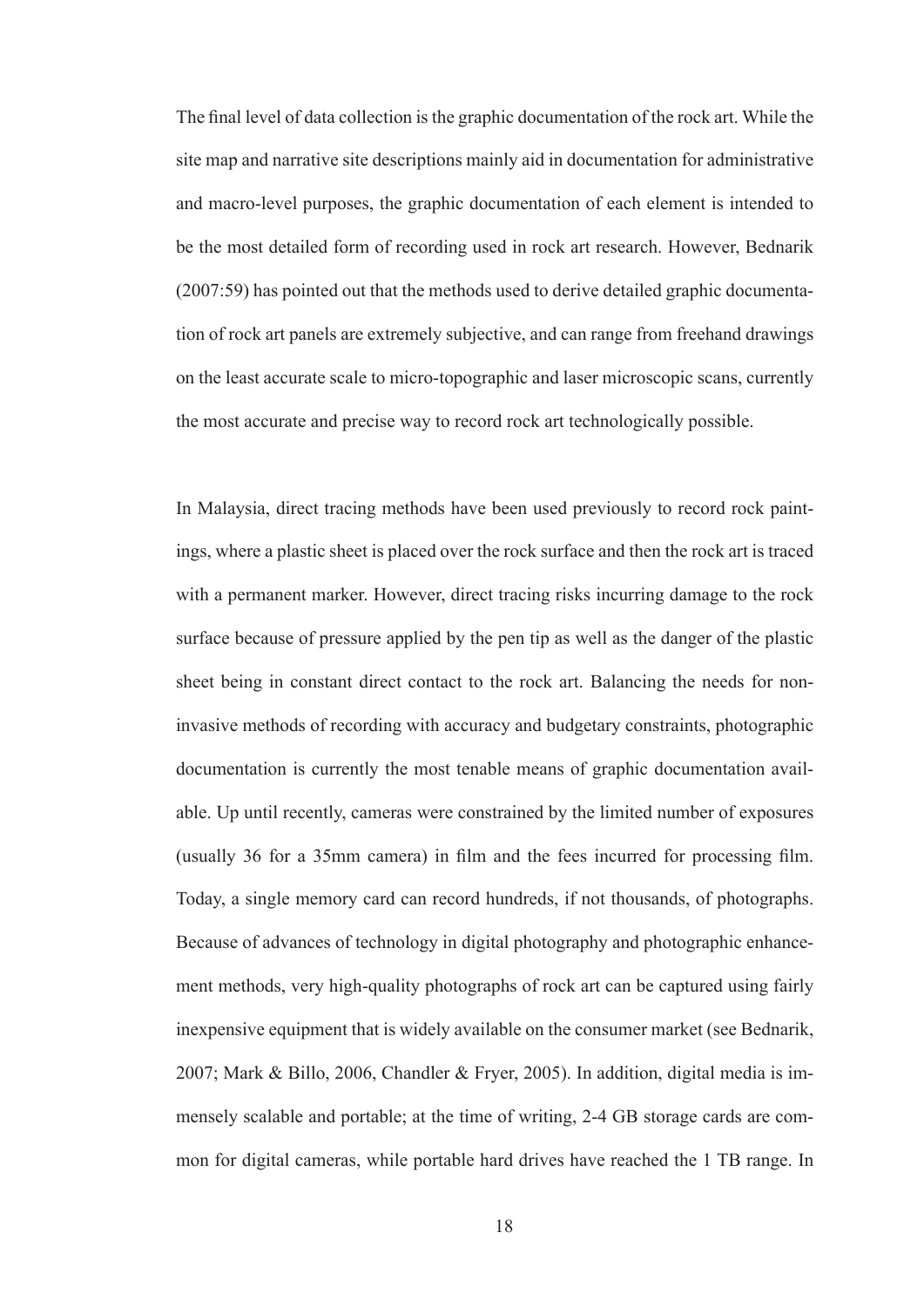The final level of data collection is the graphic documentation of the rock art. While the site map and narrative site descriptions mainly aid in documentation for administrative and macro-level purposes, the graphic documentation of each element is intended to be the most detailed form of recording used in rock art research. However, Bednarik (2007:59) has pointed out that the methods used to derive detailed graphic documentation of rock art panels are extremely subjective, and can range from freehand drawings on the least accurate scale to micro-topographic and laser microscopic scans, currently the most accurate and precise way to record rock art technologically possible.

In Malaysia, direct tracing methods have been used previously to record rock paintings, where a plastic sheet is placed over the rock surface and then the rock art is traced with a permanent marker. However, direct tracing risks incurring damage to the rock surface because of pressure applied by the pen tip as well as the danger of the plastic sheet being in constant direct contact to the rock art. Balancing the needs for non-invasive methods of recording with accuracy and budgetary constraints, photographic documentation is currently the most tenable means of graphic documentation available. Up until recently, cameras were constrained by the limited number of exposures (usually 36 for a 35mm camera) in film and the fees incurred for processing film. Today, a single memory card can record hundreds, if not thousands, of photographs. Because of advances of technology in digital photography and photographic enhancement methods, very high-quality photographs of rock art can be captured using fairly inexpensive equipment that is widely available on the consumer market (see Bednarik, 2007; Mark & Billo, 2006, Chandler & Fryer, 2005). In addition, digital media is immensely scalable and portable; at the time of writing, 2-4 GB storage cards are common for digital cameras, while portable hard drives have reached the 1 TB range. In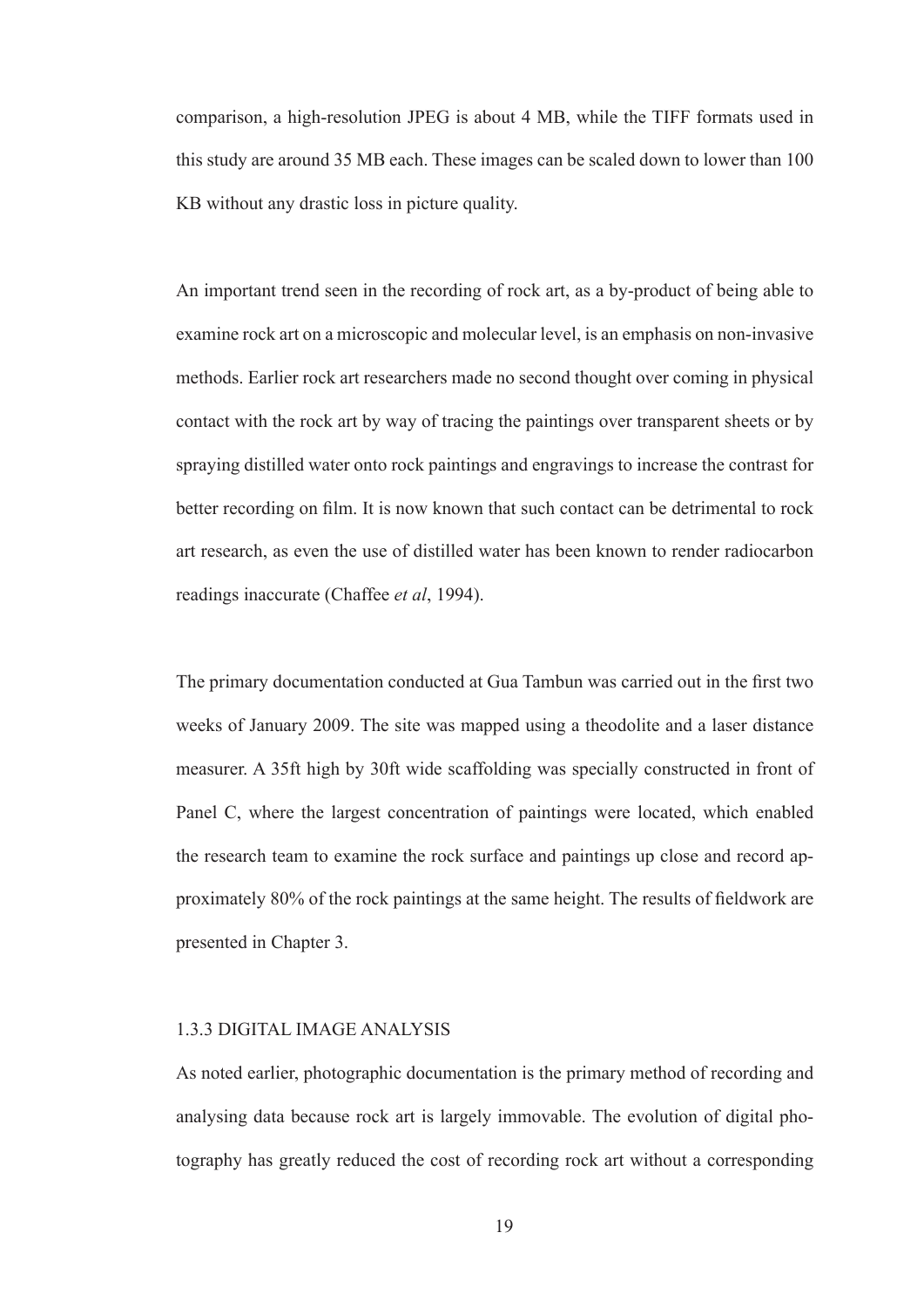comparison, a high-resolution JPEG is about 4 MB, while the TIFF formats used in this study are around 35 MB each. These images can be scaled down to lower than 100 KB without any drastic loss in picture quality.

An important trend seen in the recording of rock art, as a by-product of being able to examine rock art on a microscopic and molecular level, is an emphasis on non-invasive methods. Earlier rock art researchers made no second thought over coming in physical contact with the rock art by way of tracing the paintings over transparent sheets or by spraying distilled water onto rock paintings and engravings to increase the contrast for better recording on film. It is now known that such contact can be detrimental to rock art research, as even the use of distilled water has been known to render radiocarbon readings inaccurate (Chaffee *et al*, 1994).

The primary documentation conducted at Gua Tambun was carried out in the first two weeks of January 2009. The site was mapped using a theodolite and a laser distance measurer. A 35ft high by 30ft wide scaffolding was specially constructed in front of Panel C, where the largest concentration of paintings were located, which enabled the research team to examine the rock surface and paintings up close and record approximately 80% of the rock paintings at the same height. The results of fieldwork are presented in Chapter 3.

### 1.3.3 DIGITAL IMAGE ANALYSIS

As noted earlier, photographic documentation is the primary method of recording and analysing data because rock art is largely immovable. The evolution of digital photography has greatly reduced the cost of recording rock art without a corresponding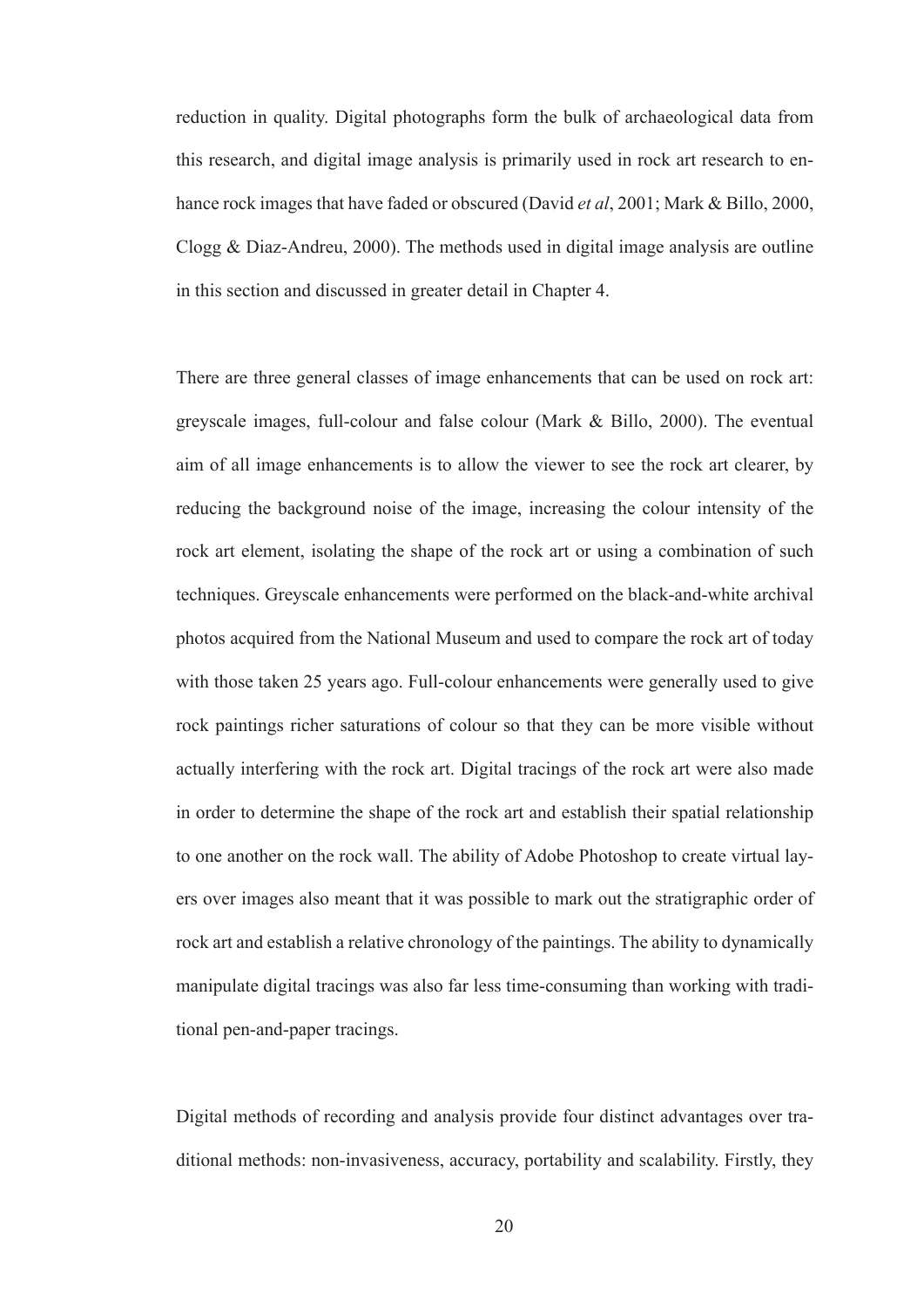reduction in quality. Digital photographs form the bulk of archaeological data from this research, and digital image analysis is primarily used in rock art research to enhance rock images that have faded or obscured (David *et al*, 2001; Mark & Billo, 2000, Clogg & Diaz-Andreu, 2000). The methods used in digital image analysis are outline in this section and discussed in greater detail in Chapter 4.

There are three general classes of image enhancements that can be used on rock art: greyscale images, full-colour and false colour (Mark & Billo, 2000). The eventual aim of all image enhancements is to allow the viewer to see the rock art clearer, by reducing the background noise of the image, increasing the colour intensity of the rock art element, isolating the shape of the rock art or using a combination of such techniques. Greyscale enhancements were performed on the black-and-white archival photos acquired from the National Museum and used to compare the rock art of today with those taken 25 years ago. Full-colour enhancements were generally used to give rock paintings richer saturations of colour so that they can be more visible without actually interfering with the rock art. Digital tracings of the rock art were also made in order to determine the shape of the rock art and establish their spatial relationship to one another on the rock wall. The ability of Adobe Photoshop to create virtual layers over images also meant that it was possible to mark out the stratigraphic order of rock art and establish a relative chronology of the paintings. The ability to dynamically manipulate digital tracings was also far less time-consuming than working with traditional pen-and-paper tracings.

Digital methods of recording and analysis provide four distinct advantages over traditional methods: non-invasiveness, accuracy, portability and scalability. Firstly, they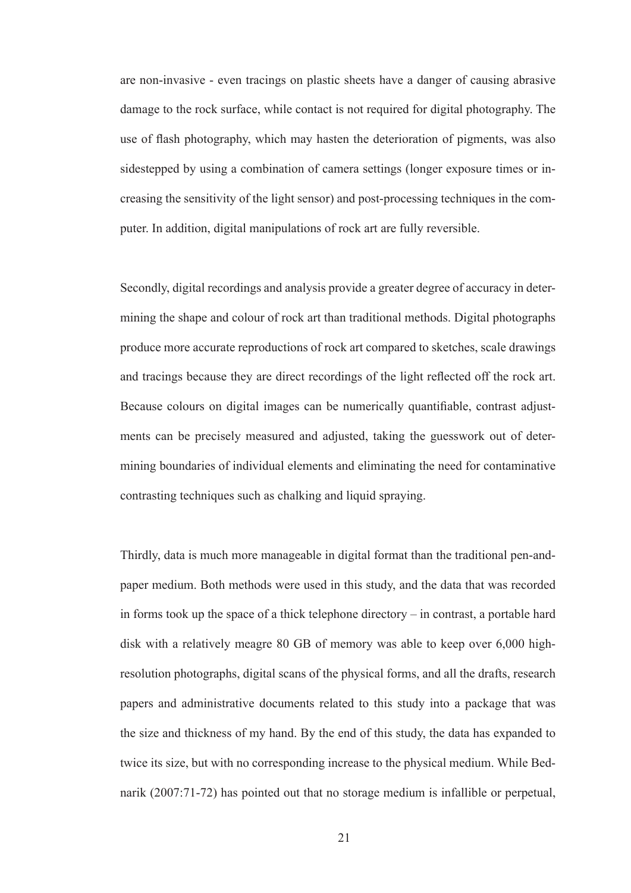are non-invasive - even tracings on plastic sheets have a danger of causing abrasive damage to the rock surface, while contact is not required for digital photography. The use of flash photography, which may hasten the deterioration of pigments, was also sidestepped by using a combination of camera settings (longer exposure times or increasing the sensitivity of the light sensor) and post-processing techniques in the computer. In addition, digital manipulations of rock art are fully reversible.

Secondly, digital recordings and analysis provide a greater degree of accuracy in determining the shape and colour of rock art than traditional methods. Digital photographs produce more accurate reproductions of rock art compared to sketches, scale drawings and tracings because they are direct recordings of the light reflected off the rock art. Because colours on digital images can be numerically quantifiable, contrast adjustments can be precisely measured and adjusted, taking the guesswork out of determining boundaries of individual elements and eliminating the need for contaminative contrasting techniques such as chalking and liquid spraying.

Thirdly, data is much more manageable in digital format than the traditional pen-and-paper medium. Both methods were used in this study, and the data that was recorded in forms took up the space of a thick telephone directory – in contrast, a portable hard disk with a relatively meagre 80 GB of memory was able to keep over 6,000 high-resolution photographs, digital scans of the physical forms, and all the drafts, research papers and administrative documents related to this study into a package that was the size and thickness of my hand. By the end of this study, the data has expanded to twice its size, but with no corresponding increase to the physical medium. While Bednarik (2007:71-72) has pointed out that no storage medium is infallible or perpetual,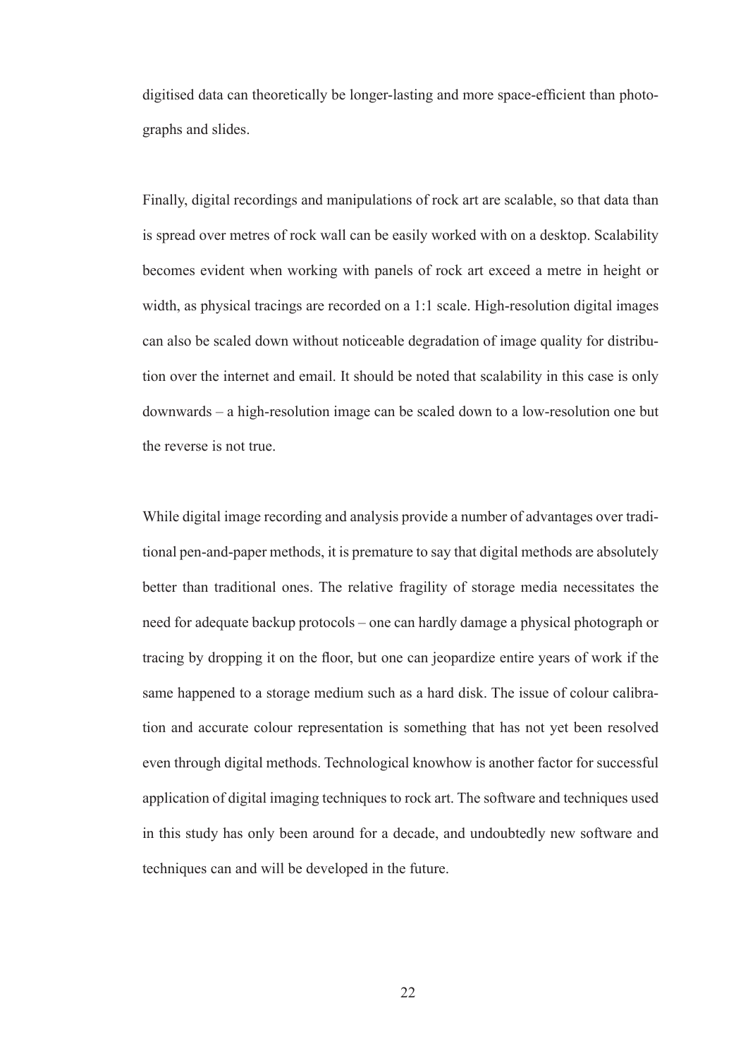digitised data can theoretically be longer-lasting and more space-efficient than photographs and slides.

Finally, digital recordings and manipulations of rock art are scalable, so that data than is spread over metres of rock wall can be easily worked with on a desktop. Scalability becomes evident when working with panels of rock art exceed a metre in height or width, as physical tracings are recorded on a 1:1 scale. High-resolution digital images can also be scaled down without noticeable degradation of image quality for distribution over the internet and email. It should be noted that scalability in this case is only downwards – a high-resolution image can be scaled down to a low-resolution one but the reverse is not true.

While digital image recording and analysis provide a number of advantages over traditional pen-and-paper methods, it is premature to say that digital methods are absolutely better than traditional ones. The relative fragility of storage media necessitates the need for adequate backup protocols – one can hardly damage a physical photograph or tracing by dropping it on the floor, but one can jeopardize entire years of work if the same happened to a storage medium such as a hard disk. The issue of colour calibration and accurate colour representation is something that has not yet been resolved even through digital methods. Technological knowhow is another factor for successful application of digital imaging techniques to rock art. The software and techniques used in this study has only been around for a decade, and undoubtedly new software and techniques can and will be developed in the future.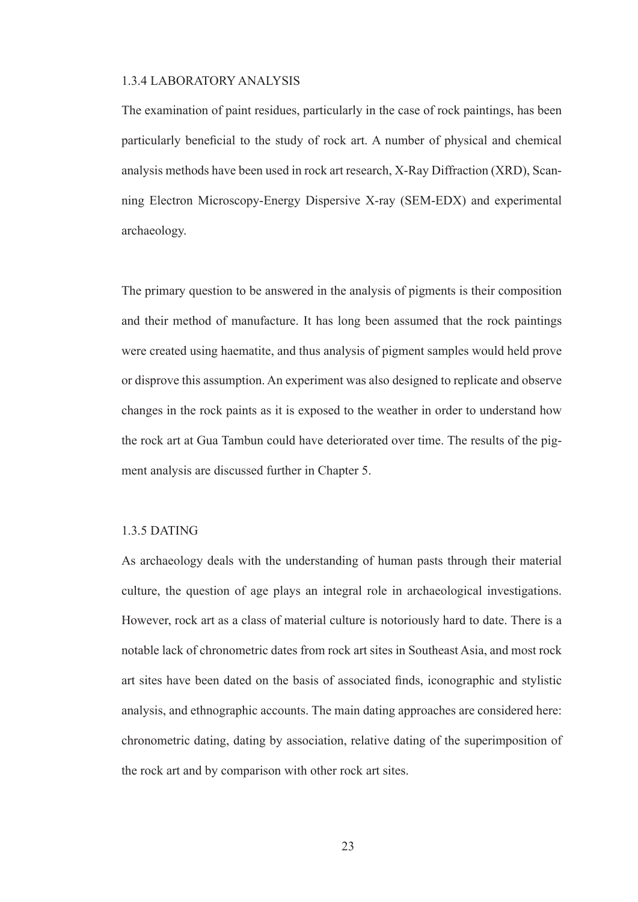### 1.3.4 LABORATORY ANALYSIS

The examination of paint residues, particularly in the case of rock paintings, has been particularly beneficial to the study of rock art. A number of physical and chemical analysis methods have been used in rock art research, X-Ray Diffraction (XRD), Scanning Electron Microscopy-Energy Dispersive X-ray (SEM-EDX) and experimental archaeology.

The primary question to be answered in the analysis of pigments is their composition and their method of manufacture. It has long been assumed that the rock paintings were created using haematite, and thus analysis of pigment samples would held prove or disprove this assumption. An experiment was also designed to replicate and observe changes in the rock paints as it is exposed to the weather in order to understand how the rock art at Gua Tambun could have deteriorated over time. The results of the pigment analysis are discussed further in Chapter 5.

### 1.3.5 DATING

As archaeology deals with the understanding of human pasts through their material culture, the question of age plays an integral role in archaeological investigations. However, rock art as a class of material culture is notoriously hard to date. There is a notable lack of chronometric dates from rock art sites in Southeast Asia, and most rock art sites have been dated on the basis of associated finds, iconographic and stylistic analysis, and ethnographic accounts. The main dating approaches are considered here: chronometric dating, dating by association, relative dating of the superimposition of the rock art and by comparison with other rock art sites.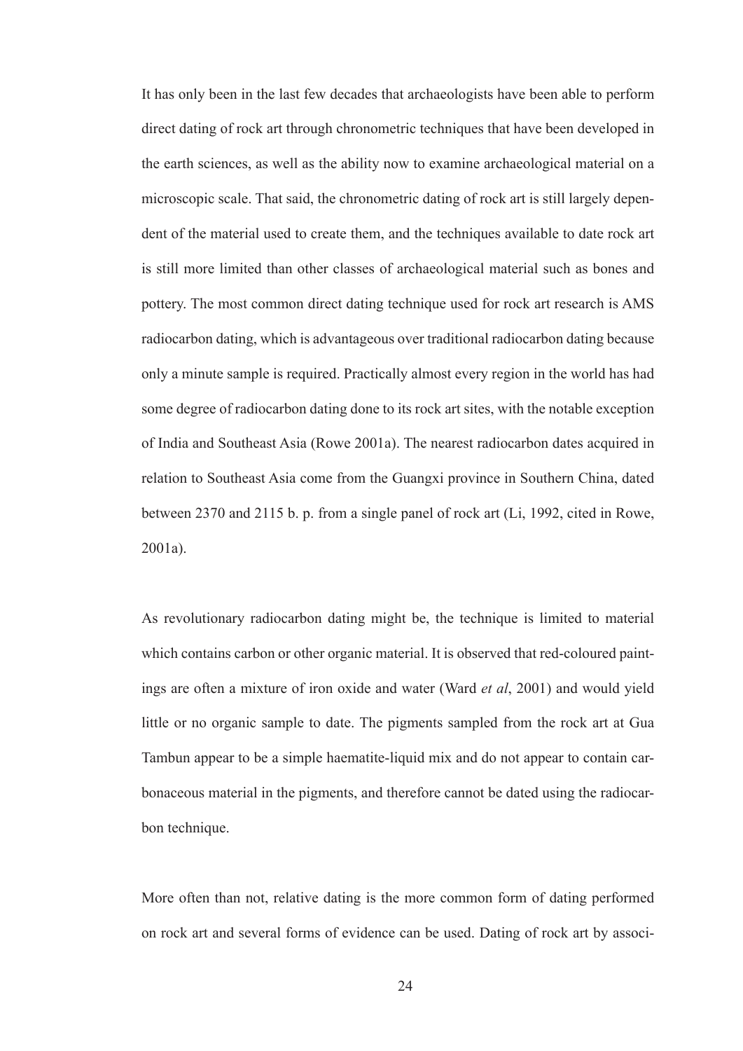It has only been in the last few decades that archaeologists have been able to perform direct dating of rock art through chronometric techniques that have been developed in the earth sciences, as well as the ability now to examine archaeological material on a microscopic scale. That said, the chronometric dating of rock art is still largely dependent of the material used to create them, and the techniques available to date rock art is still more limited than other classes of archaeological material such as bones and pottery. The most common direct dating technique used for rock art research is AMS radiocarbon dating, which is advantageous over traditional radiocarbon dating because only a minute sample is required. Practically almost every region in the world has had some degree of radiocarbon dating done to its rock art sites, with the notable exception of India and Southeast Asia (Rowe 2001a). The nearest radiocarbon dates acquired in relation to Southeast Asia come from the Guangxi province in Southern China, dated between 2370 and 2115 b. p. from a single panel of rock art (Li, 1992, cited in Rowe, 2001a).

As revolutionary radiocarbon dating might be, the technique is limited to material which contains carbon or other organic material. It is observed that red-coloured paintings are often a mixture of iron oxide and water (Ward *et al*, 2001) and would yield little or no organic sample to date. The pigments sampled from the rock art at Gua Tambun appear to be a simple haematite-liquid mix and do not appear to contain carbonaceous material in the pigments, and therefore cannot be dated using the radiocarbon technique.

More often than not, relative dating is the more common form of dating performed on rock art and several forms of evidence can be used. Dating of rock art by associ-